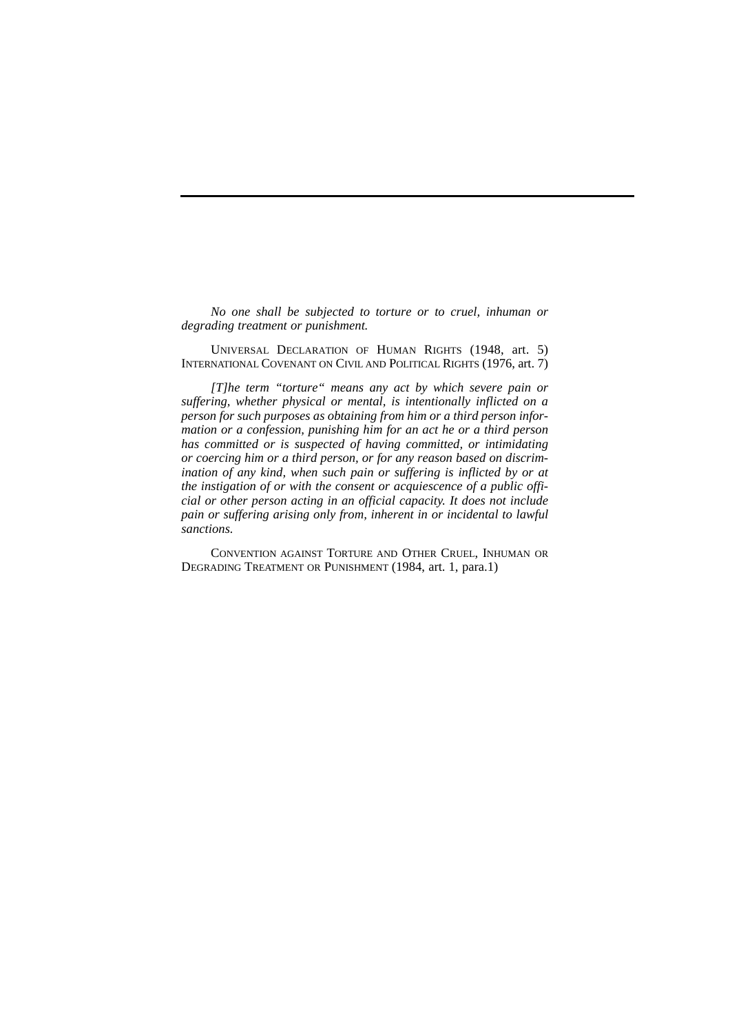*No one shall be subjected to torture or to cruel, inhuman or degrading treatment or punishment.*

UNIVERSAL DECLARATION OF HUMAN RIGHTS (1948, art. 5)
INTERNATIONAL COVENANT ON CIVIL AND POLITICAL RIGHTS (1976, art. 7)

*[T]he term "torture" means any act by which severe pain or suffering, whether physical or mental, is intentionally inflicted on a person for such purposes as obtaining from him or a third person information or a confession, punishing him for an act he or a third person has committed or is suspected of having committed, or intimidating or coercing him or a third person, or for any reason based on discrimination of any kind, when such pain or suffering is inflicted by or at the instigation of or with the consent or acquiescence of a public official or other person acting in an official capacity. It does not include pain or suffering arising only from, inherent in or incidental to lawful sanctions.*

CONVENTION AGAINST TORTURE AND OTHER CRUEL, INHUMAN OR DEGRADING TREATMENT OR PUNISHMENT (1984, art. 1, para.1)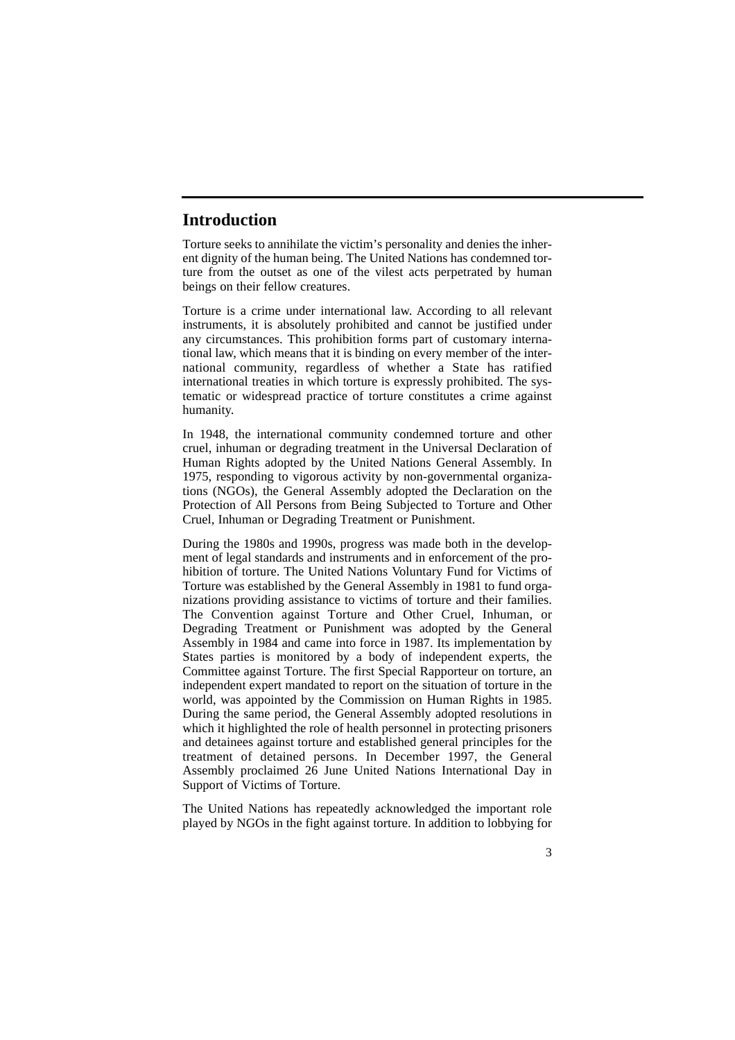## Introduction

Torture seeks to annihilate the victim's personality and denies the inherent dignity of the human being. The United Nations has condemned torture from the outset as one of the vilest acts perpetrated by human beings on their fellow creatures.

Torture is a crime under international law. According to all relevant instruments, it is absolutely prohibited and cannot be justified under any circumstances. This prohibition forms part of customary international law, which means that it is binding on every member of the international community, regardless of whether a State has ratified international treaties in which torture is expressly prohibited. The systematic or widespread practice of torture constitutes a crime against humanity.

In 1948, the international community condemned torture and other cruel, inhuman or degrading treatment in the Universal Declaration of Human Rights adopted by the United Nations General Assembly. In 1975, responding to vigorous activity by non-governmental organizations (NGOs), the General Assembly adopted the Declaration on the Protection of All Persons from Being Subjected to Torture and Other Cruel, Inhuman or Degrading Treatment or Punishment.

During the 1980s and 1990s, progress was made both in the development of legal standards and instruments and in enforcement of the prohibition of torture. The United Nations Voluntary Fund for Victims of Torture was established by the General Assembly in 1981 to fund organizations providing assistance to victims of torture and their families. The Convention against Torture and Other Cruel, Inhuman, or Degrading Treatment or Punishment was adopted by the General Assembly in 1984 and came into force in 1987. Its implementation by States parties is monitored by a body of independent experts, the Committee against Torture. The first Special Rapporteur on torture, an independent expert mandated to report on the situation of torture in the world, was appointed by the Commission on Human Rights in 1985. During the same period, the General Assembly adopted resolutions in which it highlighted the role of health personnel in protecting prisoners and detainees against torture and established general principles for the treatment of detained persons. In December 1997, the General Assembly proclaimed 26 June United Nations International Day in Support of Victims of Torture.

The United Nations has repeatedly acknowledged the important role played by NGOs in the fight against torture. In addition to lobbying for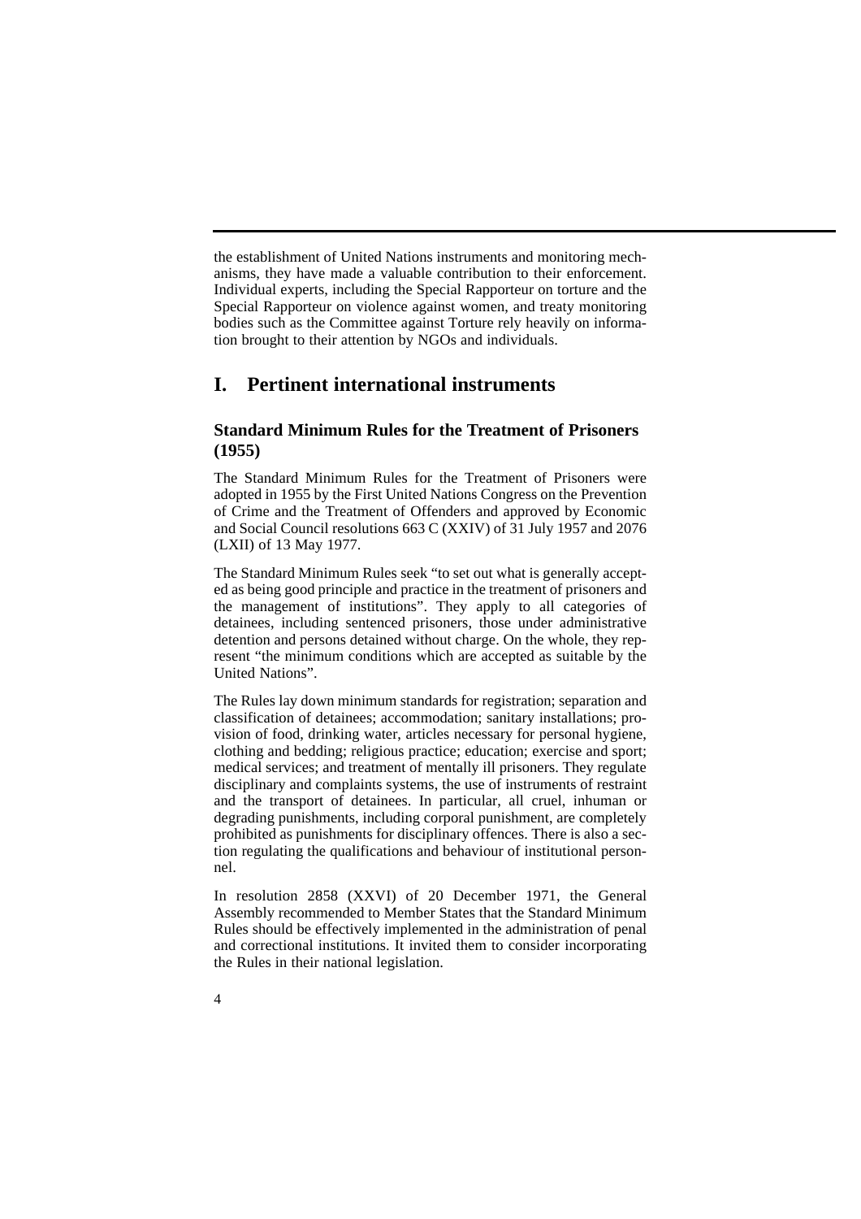the establishment of United Nations instruments and monitoring mechanisms, they have made a valuable contribution to their enforcement. Individual experts, including the Special Rapporteur on torture and the Special Rapporteur on violence against women, and treaty monitoring bodies such as the Committee against Torture rely heavily on information brought to their attention by NGOs and individuals.

# I. Pertinent international instruments

## Standard Minimum Rules for the Treatment of Prisoners (1955)

The Standard Minimum Rules for the Treatment of Prisoners were adopted in 1955 by the First United Nations Congress on the Prevention of Crime and the Treatment of Offenders and approved by Economic and Social Council resolutions 663 C (XXIV) of 31 July 1957 and 2076 (LXII) of 13 May 1977.

The Standard Minimum Rules seek "to set out what is generally accepted as being good principle and practice in the treatment of prisoners and the management of institutions". They apply to all categories of detainees, including sentenced prisoners, those under administrative detention and persons detained without charge. On the whole, they represent "the minimum conditions which are accepted as suitable by the United Nations".

The Rules lay down minimum standards for registration; separation and classification of detainees; accommodation; sanitary installations; provision of food, drinking water, articles necessary for personal hygiene, clothing and bedding; religious practice; education; exercise and sport; medical services; and treatment of mentally ill prisoners. They regulate disciplinary and complaints systems, the use of instruments of restraint and the transport of detainees. In particular, all cruel, inhuman or degrading punishments, including corporal punishment, are completely prohibited as punishments for disciplinary offences. There is also a section regulating the qualifications and behaviour of institutional personnel.

In resolution 2858 (XXVI) of 20 December 1971, the General Assembly recommended to Member States that the Standard Minimum Rules should be effectively implemented in the administration of penal and correctional institutions. It invited them to consider incorporating the Rules in their national legislation.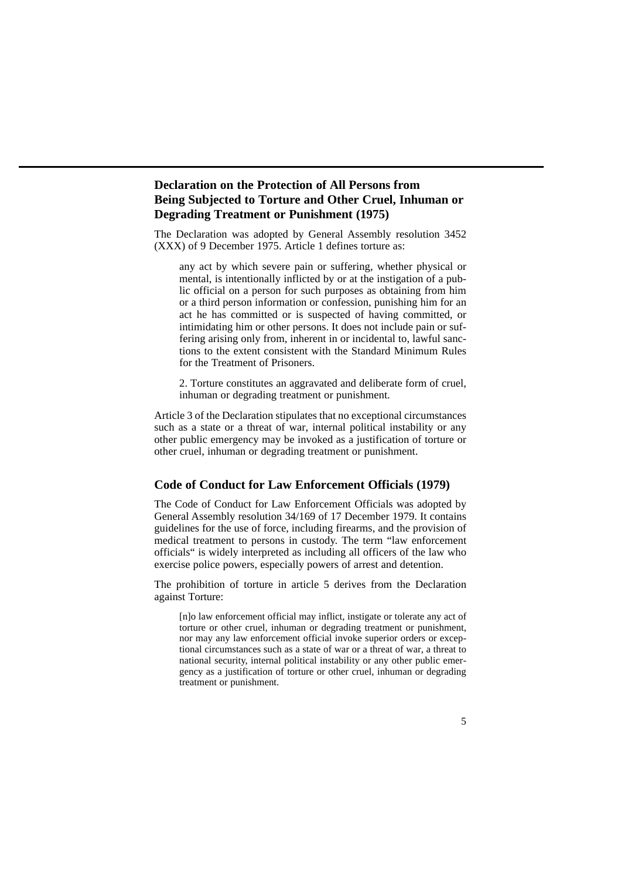## Declaration on the Protection of All Persons from Being Subjected to Torture and Other Cruel, Inhuman or Degrading Treatment or Punishment (1975)

The Declaration was adopted by General Assembly resolution 3452 (XXX) of 9 December 1975. Article 1 defines torture as:

> any act by which severe pain or suffering, whether physical or mental, is intentionally inflicted by or at the instigation of a public official on a person for such purposes as obtaining from him or a third person information or confession, punishing him for an act he has committed or is suspected of having committed, or intimidating him or other persons. It does not include pain or suffering arising only from, inherent in or incidental to, lawful sanctions to the extent consistent with the Standard Minimum Rules for the Treatment of Prisoners.
>
> 2. Torture constitutes an aggravated and deliberate form of cruel, inhuman or degrading treatment or punishment.

Article 3 of the Declaration stipulates that no exceptional circumstances such as a state or a threat of war, internal political instability or any other public emergency may be invoked as a justification of torture or other cruel, inhuman or degrading treatment or punishment.

## Code of Conduct for Law Enforcement Officials (1979)

The Code of Conduct for Law Enforcement Officials was adopted by General Assembly resolution 34/169 of 17 December 1979. It contains guidelines for the use of force, including firearms, and the provision of medical treatment to persons in custody. The term "law enforcement officials" is widely interpreted as including all officers of the law who exercise police powers, especially powers of arrest and detention.

The prohibition of torture in article 5 derives from the Declaration against Torture:

> [n]o law enforcement official may inflict, instigate or tolerate any act of torture or other cruel, inhuman or degrading treatment or punishment, nor may any law enforcement official invoke superior orders or exceptional circumstances such as a state of war or a threat of war, a threat to national security, internal political instability or any other public emergency as a justification of torture or other cruel, inhuman or degrading treatment or punishment.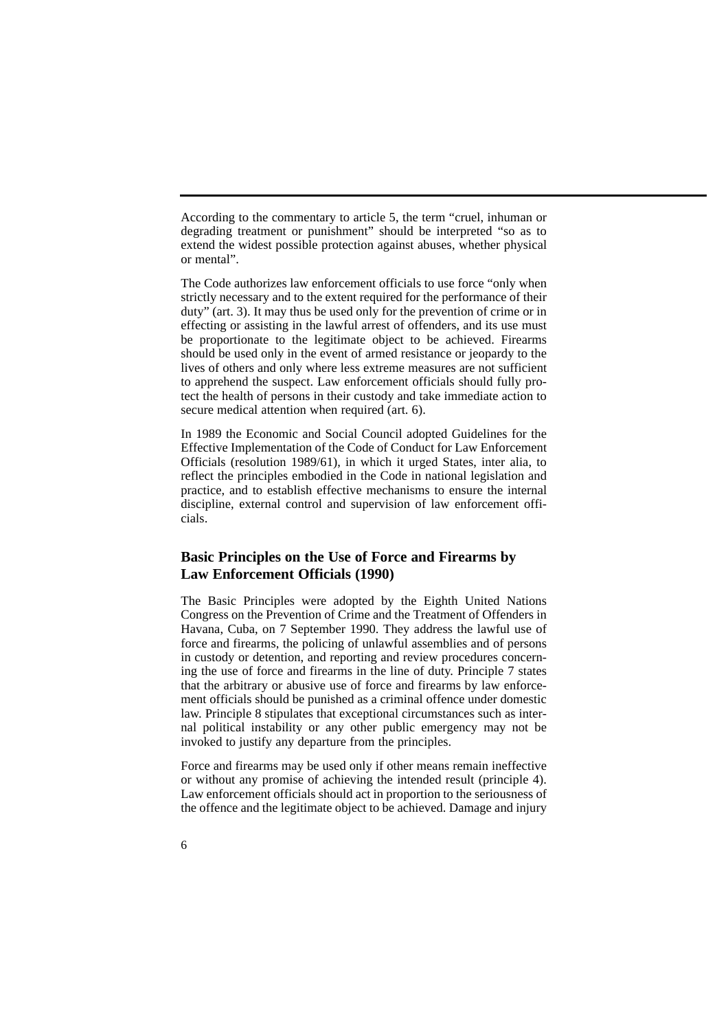According to the commentary to article 5, the term "cruel, inhuman or degrading treatment or punishment" should be interpreted "so as to extend the widest possible protection against abuses, whether physical or mental".

The Code authorizes law enforcement officials to use force "only when strictly necessary and to the extent required for the performance of their duty" (art. 3). It may thus be used only for the prevention of crime or in effecting or assisting in the lawful arrest of offenders, and its use must be proportionate to the legitimate object to be achieved. Firearms should be used only in the event of armed resistance or jeopardy to the lives of others and only where less extreme measures are not sufficient to apprehend the suspect. Law enforcement officials should fully protect the health of persons in their custody and take immediate action to secure medical attention when required (art. 6).

In 1989 the Economic and Social Council adopted Guidelines for the Effective Implementation of the Code of Conduct for Law Enforcement Officials (resolution 1989/61), in which it urged States, inter alia, to reflect the principles embodied in the Code in national legislation and practice, and to establish effective mechanisms to ensure the internal discipline, external control and supervision of law enforcement officials.

## Basic Principles on the Use of Force and Firearms by Law Enforcement Officials (1990)

The Basic Principles were adopted by the Eighth United Nations Congress on the Prevention of Crime and the Treatment of Offenders in Havana, Cuba, on 7 September 1990. They address the lawful use of force and firearms, the policing of unlawful assemblies and of persons in custody or detention, and reporting and review procedures concerning the use of force and firearms in the line of duty. Principle 7 states that the arbitrary or abusive use of force and firearms by law enforcement officials should be punished as a criminal offence under domestic law. Principle 8 stipulates that exceptional circumstances such as internal political instability or any other public emergency may not be invoked to justify any departure from the principles.

Force and firearms may be used only if other means remain ineffective or without any promise of achieving the intended result (principle 4). Law enforcement officials should act in proportion to the seriousness of the offence and the legitimate object to be achieved. Damage and injury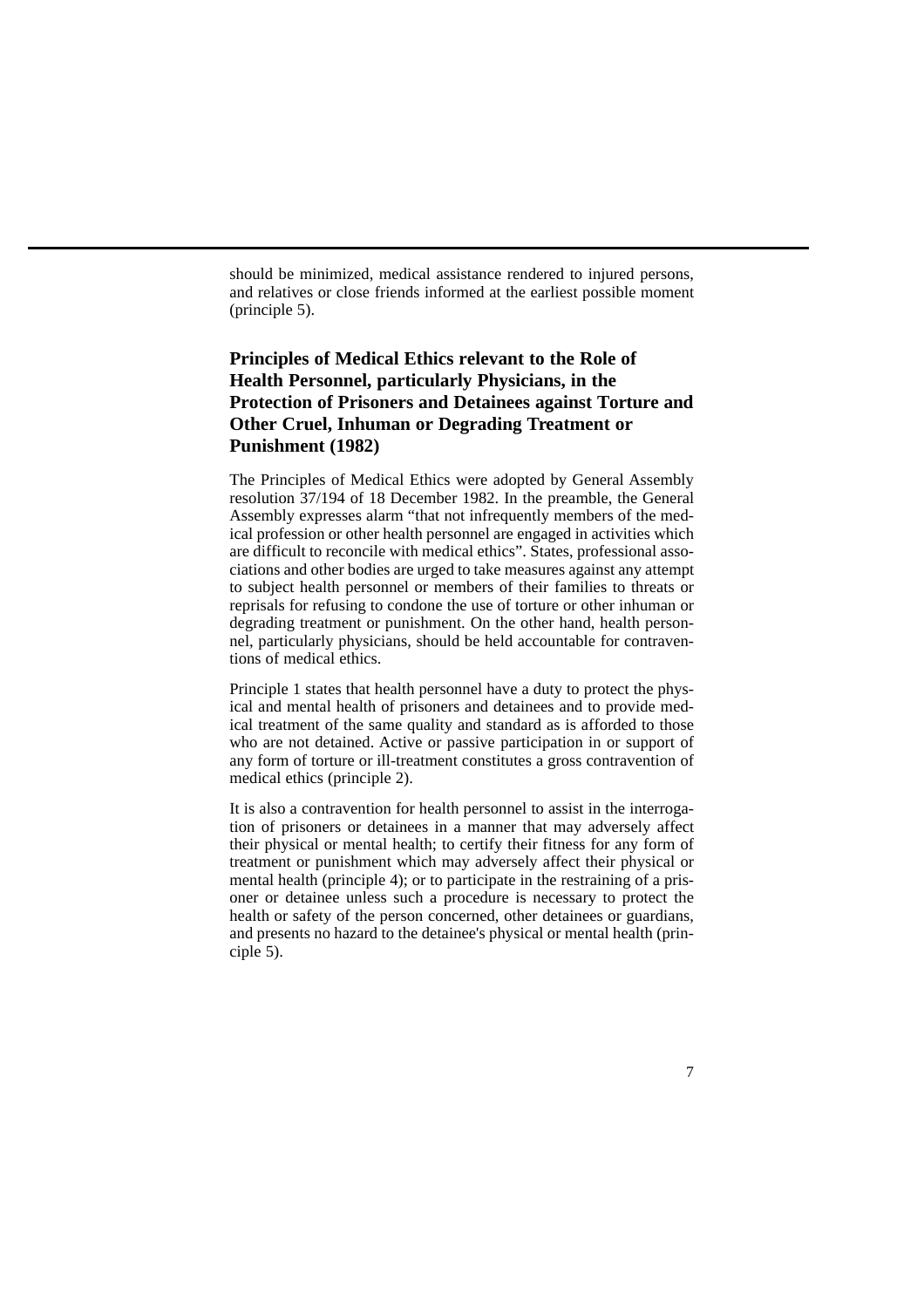should be minimized, medical assistance rendered to injured persons, and relatives or close friends informed at the earliest possible moment (principle 5).

## Principles of Medical Ethics relevant to the Role of Health Personnel, particularly Physicians, in the Protection of Prisoners and Detainees against Torture and Other Cruel, Inhuman or Degrading Treatment or Punishment (1982)

The Principles of Medical Ethics were adopted by General Assembly resolution 37/194 of 18 December 1982. In the preamble, the General Assembly expresses alarm "that not infrequently members of the medical profession or other health personnel are engaged in activities which are difficult to reconcile with medical ethics". States, professional associations and other bodies are urged to take measures against any attempt to subject health personnel or members of their families to threats or reprisals for refusing to condone the use of torture or other inhuman or degrading treatment or punishment. On the other hand, health personnel, particularly physicians, should be held accountable for contraventions of medical ethics.

Principle 1 states that health personnel have a duty to protect the physical and mental health of prisoners and detainees and to provide medical treatment of the same quality and standard as is afforded to those who are not detained. Active or passive participation in or support of any form of torture or ill-treatment constitutes a gross contravention of medical ethics (principle 2).

It is also a contravention for health personnel to assist in the interrogation of prisoners or detainees in a manner that may adversely affect their physical or mental health; to certify their fitness for any form of treatment or punishment which may adversely affect their physical or mental health (principle 4); or to participate in the restraining of a prisoner or detainee unless such a procedure is necessary to protect the health or safety of the person concerned, other detainees or guardians, and presents no hazard to the detainee's physical or mental health (principle 5).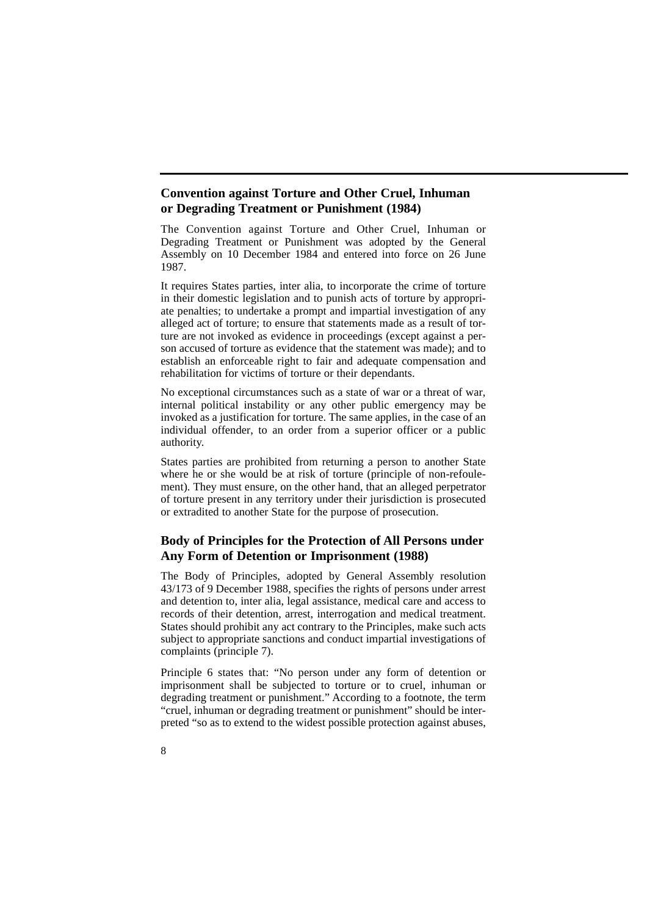## Convention against Torture and Other Cruel, Inhuman or Degrading Treatment or Punishment (1984)

The Convention against Torture and Other Cruel, Inhuman or Degrading Treatment or Punishment was adopted by the General Assembly on 10 December 1984 and entered into force on 26 June 1987.

It requires States parties, inter alia, to incorporate the crime of torture in their domestic legislation and to punish acts of torture by appropriate penalties; to undertake a prompt and impartial investigation of any alleged act of torture; to ensure that statements made as a result of torture are not invoked as evidence in proceedings (except against a person accused of torture as evidence that the statement was made); and to establish an enforceable right to fair and adequate compensation and rehabilitation for victims of torture or their dependants.

No exceptional circumstances such as a state of war or a threat of war, internal political instability or any other public emergency may be invoked as a justification for torture. The same applies, in the case of an individual offender, to an order from a superior officer or a public authority.

States parties are prohibited from returning a person to another State where he or she would be at risk of torture (principle of non-refoulement). They must ensure, on the other hand, that an alleged perpetrator of torture present in any territory under their jurisdiction is prosecuted or extradited to another State for the purpose of prosecution.

## Body of Principles for the Protection of All Persons under Any Form of Detention or Imprisonment (1988)

The Body of Principles, adopted by General Assembly resolution 43/173 of 9 December 1988, specifies the rights of persons under arrest and detention to, inter alia, legal assistance, medical care and access to records of their detention, arrest, interrogation and medical treatment. States should prohibit any act contrary to the Principles, make such acts subject to appropriate sanctions and conduct impartial investigations of complaints (principle 7).

Principle 6 states that: "No person under any form of detention or imprisonment shall be subjected to torture or to cruel, inhuman or degrading treatment or punishment." According to a footnote, the term "cruel, inhuman or degrading treatment or punishment" should be interpreted "so as to extend to the widest possible protection against abuses,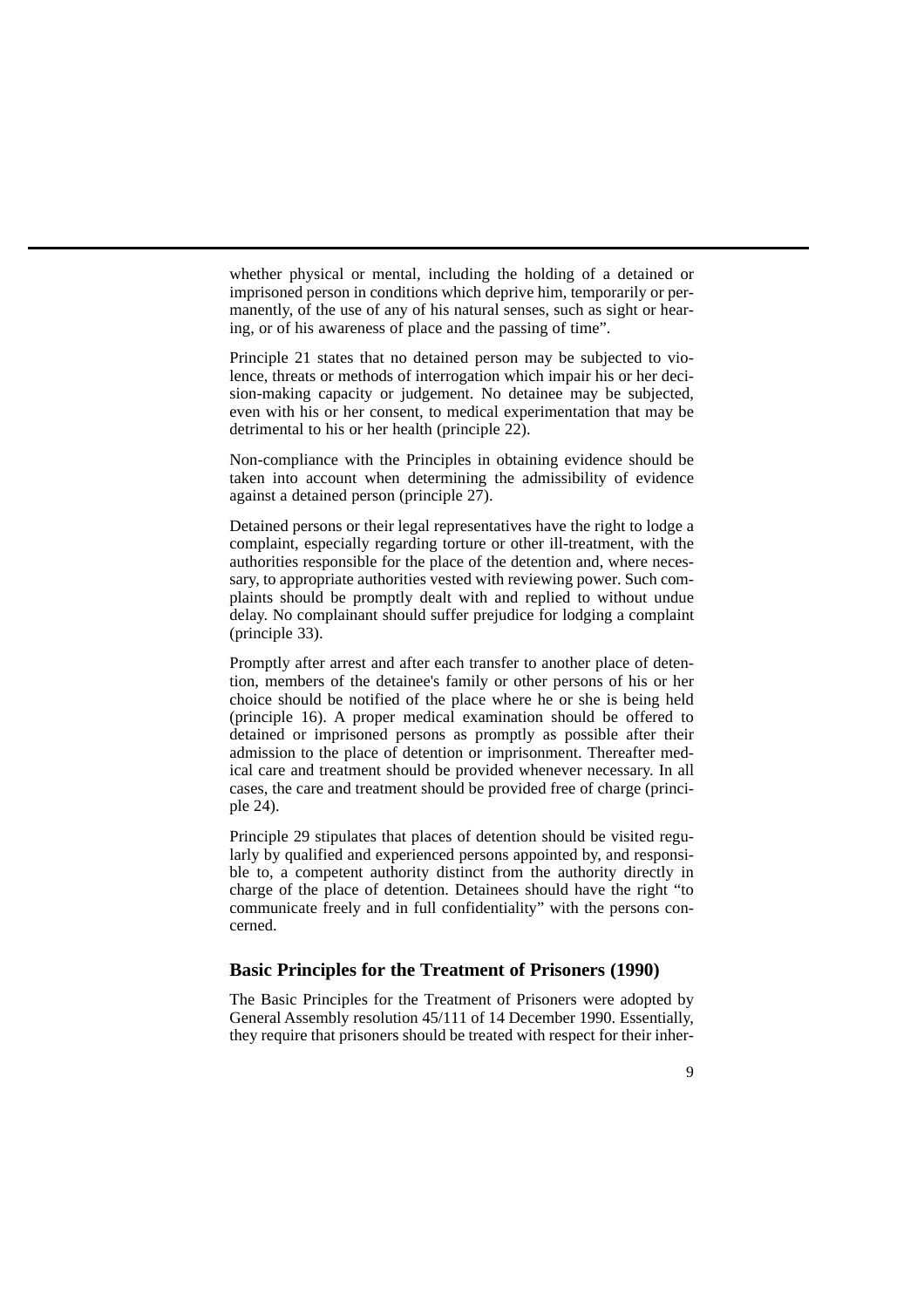whether physical or mental, including the holding of a detained or imprisoned person in conditions which deprive him, temporarily or permanently, of the use of any of his natural senses, such as sight or hearing, or of his awareness of place and the passing of time".

Principle 21 states that no detained person may be subjected to violence, threats or methods of interrogation which impair his or her decision-making capacity or judgement. No detainee may be subjected, even with his or her consent, to medical experimentation that may be detrimental to his or her health (principle 22).

Non-compliance with the Principles in obtaining evidence should be taken into account when determining the admissibility of evidence against a detained person (principle 27).

Detained persons or their legal representatives have the right to lodge a complaint, especially regarding torture or other ill-treatment, with the authorities responsible for the place of the detention and, where necessary, to appropriate authorities vested with reviewing power. Such complaints should be promptly dealt with and replied to without undue delay. No complainant should suffer prejudice for lodging a complaint (principle 33).

Promptly after arrest and after each transfer to another place of detention, members of the detainee's family or other persons of his or her choice should be notified of the place where he or she is being held (principle 16). A proper medical examination should be offered to detained or imprisoned persons as promptly as possible after their admission to the place of detention or imprisonment. Thereafter medical care and treatment should be provided whenever necessary. In all cases, the care and treatment should be provided free of charge (principle 24).

Principle 29 stipulates that places of detention should be visited regularly by qualified and experienced persons appointed by, and responsible to, a competent authority distinct from the authority directly in charge of the place of detention. Detainees should have the right "to communicate freely and in full confidentiality" with the persons concerned.

## Basic Principles for the Treatment of Prisoners (1990)

The Basic Principles for the Treatment of Prisoners were adopted by General Assembly resolution 45/111 of 14 December 1990. Essentially, they require that prisoners should be treated with respect for their inher-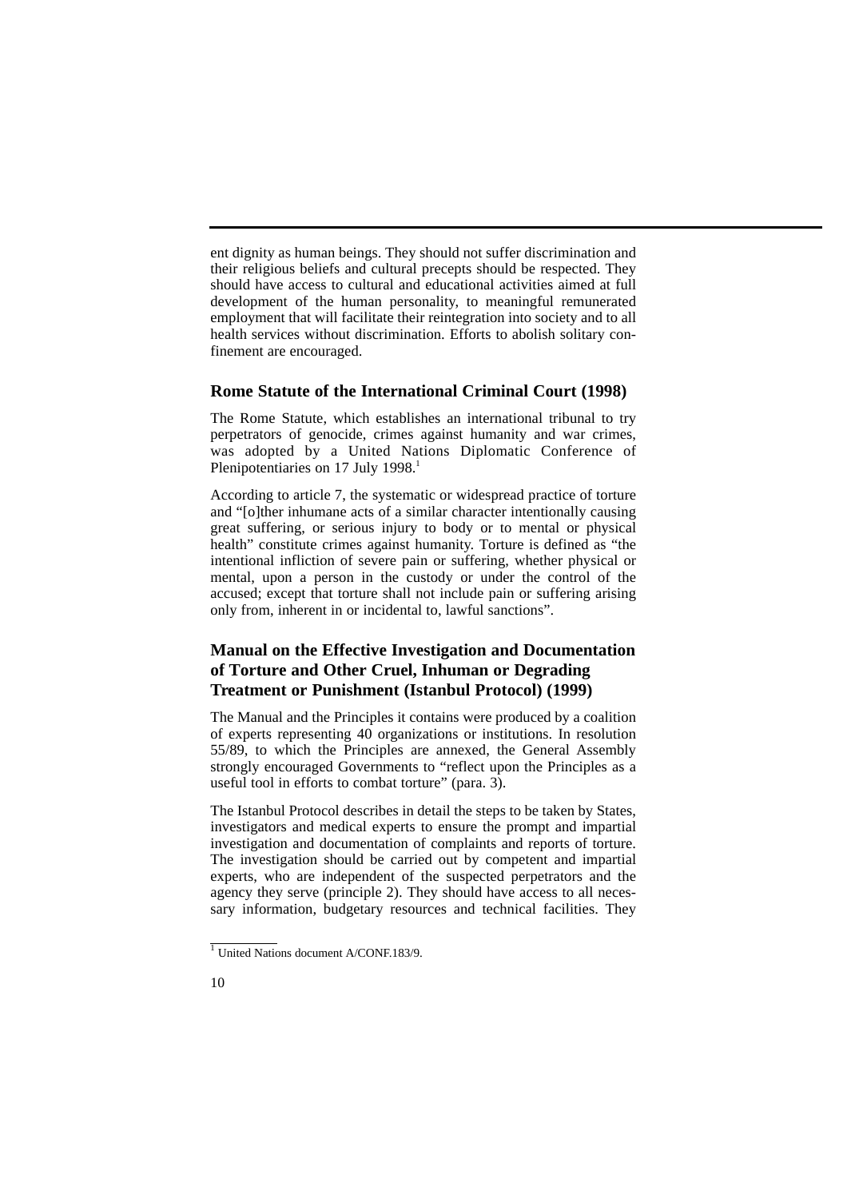ent dignity as human beings. They should not suffer discrimination and their religious beliefs and cultural precepts should be respected. They should have access to cultural and educational activities aimed at full development of the human personality, to meaningful remunerated employment that will facilitate their reintegration into society and to all health services without discrimination. Efforts to abolish solitary confinement are encouraged.

### Rome Statute of the International Criminal Court (1998)

The Rome Statute, which establishes an international tribunal to try perpetrators of genocide, crimes against humanity and war crimes, was adopted by a United Nations Diplomatic Conference of Plenipotentiaries on 17 July 1998.[1]

According to article 7, the systematic or widespread practice of torture and "[o]ther inhumane acts of a similar character intentionally causing great suffering, or serious injury to body or to mental or physical health" constitute crimes against humanity. Torture is defined as "the intentional infliction of severe pain or suffering, whether physical or mental, upon a person in the custody or under the control of the accused; except that torture shall not include pain or suffering arising only from, inherent in or incidental to, lawful sanctions".

### Manual on the Effective Investigation and Documentation of Torture and Other Cruel, Inhuman or Degrading Treatment or Punishment (Istanbul Protocol) (1999)

The Manual and the Principles it contains were produced by a coalition of experts representing 40 organizations or institutions. In resolution 55/89, to which the Principles are annexed, the General Assembly strongly encouraged Governments to "reflect upon the Principles as a useful tool in efforts to combat torture" (para. 3).

The Istanbul Protocol describes in detail the steps to be taken by States, investigators and medical experts to ensure the prompt and impartial investigation and documentation of complaints and reports of torture. The investigation should be carried out by competent and impartial experts, who are independent of the suspected perpetrators and the agency they serve (principle 2). They should have access to all necessary information, budgetary resources and technical facilities. They

[1] United Nations document A/CONF.183/9.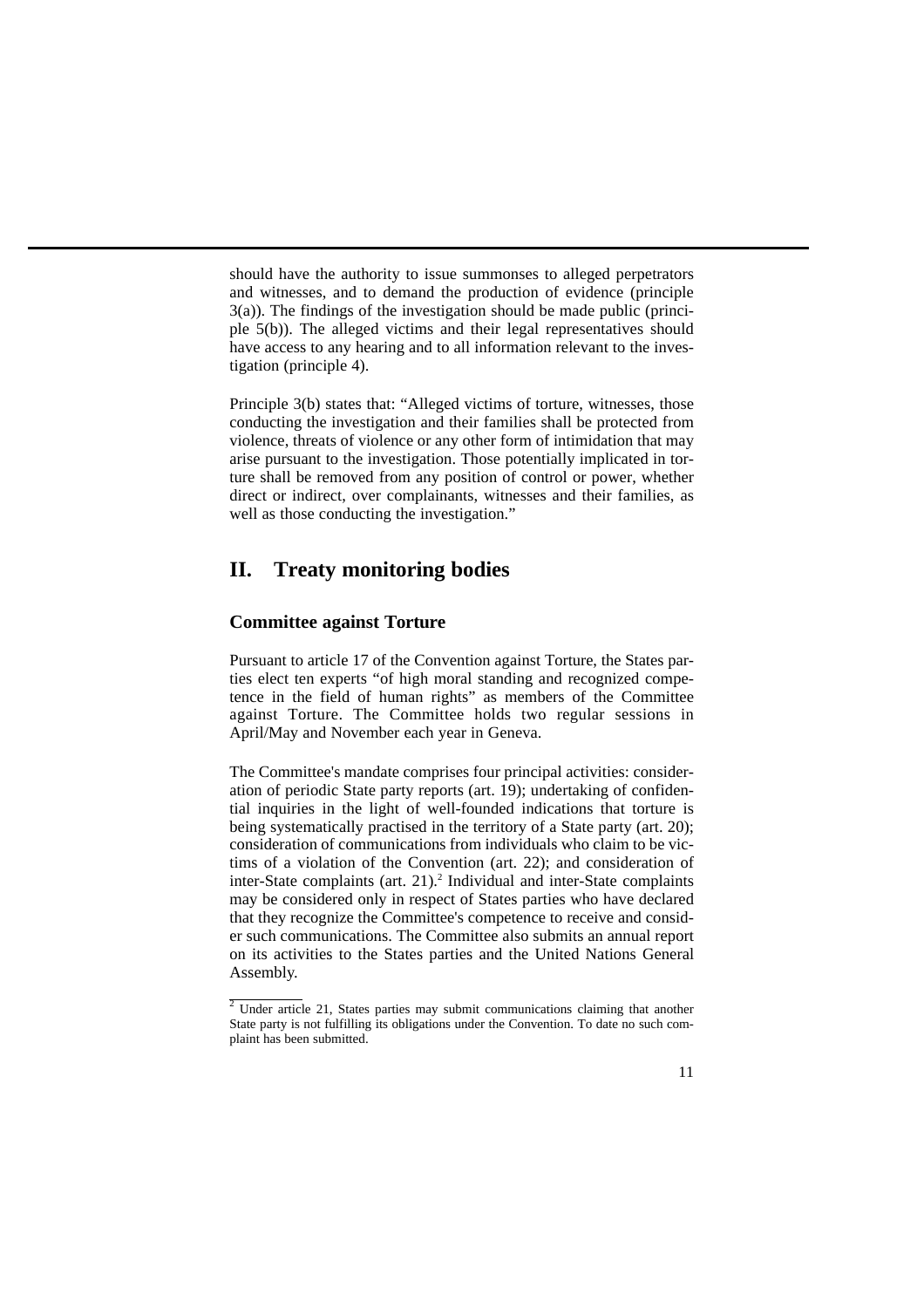should have the authority to issue summonses to alleged perpetrators and witnesses, and to demand the production of evidence (principle 3(a)). The findings of the investigation should be made public (principle 5(b)). The alleged victims and their legal representatives should have access to any hearing and to all information relevant to the investigation (principle 4).

Principle 3(b) states that: "Alleged victims of torture, witnesses, those conducting the investigation and their families shall be protected from violence, threats of violence or any other form of intimidation that may arise pursuant to the investigation. Those potentially implicated in torture shall be removed from any position of control or power, whether direct or indirect, over complainants, witnesses and their families, as well as those conducting the investigation."

## II. Treaty monitoring bodies

### Committee against Torture

Pursuant to article 17 of the Convention against Torture, the States parties elect ten experts "of high moral standing and recognized competence in the field of human rights" as members of the Committee against Torture. The Committee holds two regular sessions in April/May and November each year in Geneva.

The Committee's mandate comprises four principal activities: consideration of periodic State party reports (art. 19); undertaking of confidential inquiries in the light of well-founded indications that torture is being systematically practised in the territory of a State party (art. 20); consideration of communications from individuals who claim to be victims of a violation of the Convention (art. 22); and consideration of inter-State complaints (art. 21).[2] Individual and inter-State complaints may be considered only in respect of States parties who have declared that they recognize the Committee's competence to receive and consider such communications. The Committee also submits an annual report on its activities to the States parties and the United Nations General Assembly.

[2] Under article 21, States parties may submit communications claiming that another State party is not fulfilling its obligations under the Convention. To date no such complaint has been submitted.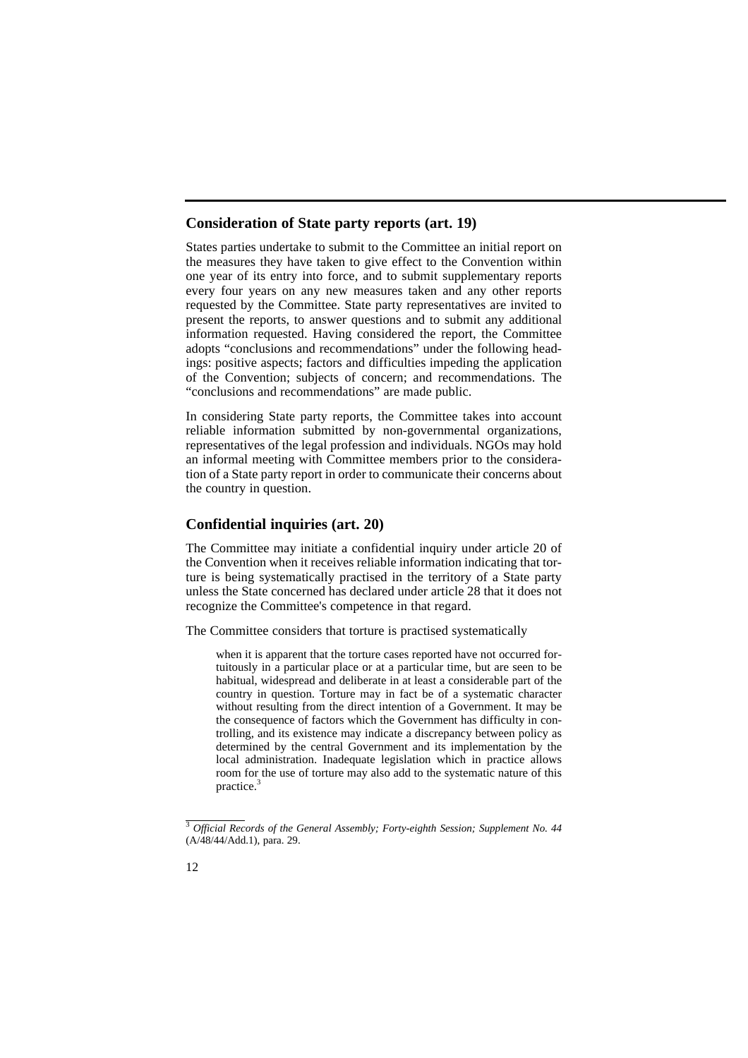## Consideration of State party reports (art. 19)

States parties undertake to submit to the Committee an initial report on the measures they have taken to give effect to the Convention within one year of its entry into force, and to submit supplementary reports every four years on any new measures taken and any other reports requested by the Committee. State party representatives are invited to present the reports, to answer questions and to submit any additional information requested. Having considered the report, the Committee adopts "conclusions and recommendations" under the following headings: positive aspects; factors and difficulties impeding the application of the Convention; subjects of concern; and recommendations. The "conclusions and recommendations" are made public.

In considering State party reports, the Committee takes into account reliable information submitted by non-governmental organizations, representatives of the legal profession and individuals. NGOs may hold an informal meeting with Committee members prior to the consideration of a State party report in order to communicate their concerns about the country in question.

## Confidential inquiries (art. 20)

The Committee may initiate a confidential inquiry under article 20 of the Convention when it receives reliable information indicating that torture is being systematically practised in the territory of a State party unless the State concerned has declared under article 28 that it does not recognize the Committee's competence in that regard.

The Committee considers that torture is practised systematically

> when it is apparent that the torture cases reported have not occurred fortuitously in a particular place or at a particular time, but are seen to be habitual, widespread and deliberate in at least a considerable part of the country in question. Torture may in fact be of a systematic character without resulting from the direct intention of a Government. It may be the consequence of factors which the Government has difficulty in controlling, and its existence may indicate a discrepancy between policy as determined by the central Government and its implementation by the local administration. Inadequate legislation which in practice allows room for the use of torture may also add to the systematic nature of this practice.[3]

[3] *Official Records of the General Assembly; Forty-eighth Session; Supplement No. 44* (A/48/44/Add.1), para. 29.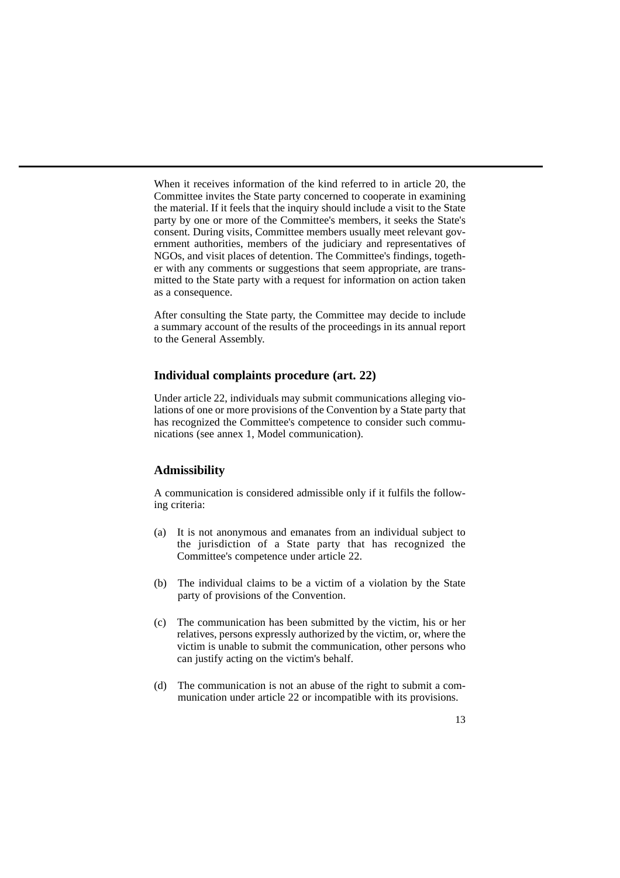When it receives information of the kind referred to in article 20, the Committee invites the State party concerned to cooperate in examining the material. If it feels that the inquiry should include a visit to the State party by one or more of the Committee's members, it seeks the State's consent. During visits, Committee members usually meet relevant government authorities, members of the judiciary and representatives of NGOs, and visit places of detention. The Committee's findings, together with any comments or suggestions that seem appropriate, are transmitted to the State party with a request for information on action taken as a consequence.

After consulting the State party, the Committee may decide to include a summary account of the results of the proceedings in its annual report to the General Assembly.

## Individual complaints procedure (art. 22)

Under article 22, individuals may submit communications alleging violations of one or more provisions of the Convention by a State party that has recognized the Committee's competence to consider such communications (see annex 1, Model communication).

## Admissibility

A communication is considered admissible only if it fulfils the following criteria:

(a) It is not anonymous and emanates from an individual subject to the jurisdiction of a State party that has recognized the Committee's competence under article 22.

(b) The individual claims to be a victim of a violation by the State party of provisions of the Convention.

(c) The communication has been submitted by the victim, his or her relatives, persons expressly authorized by the victim, or, where the victim is unable to submit the communication, other persons who can justify acting on the victim's behalf.

(d) The communication is not an abuse of the right to submit a communication under article 22 or incompatible with its provisions.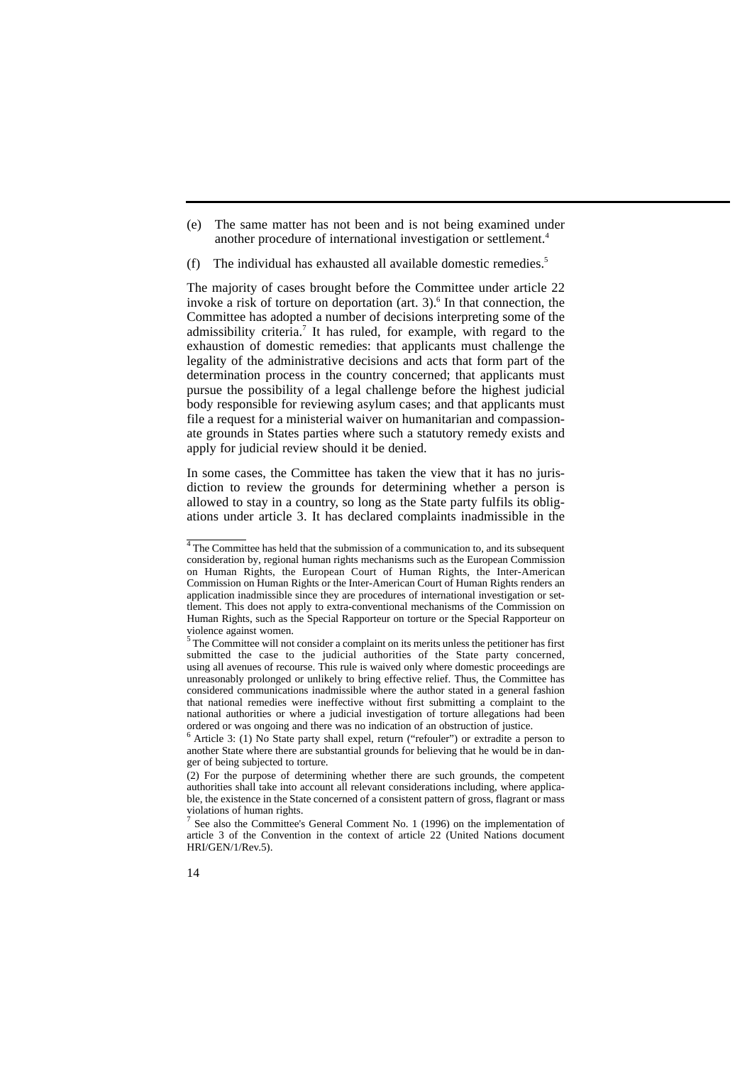(e) The same matter has not been and is not being examined under another procedure of international investigation or settlement.[4]

(f) The individual has exhausted all available domestic remedies.[5]

The majority of cases brought before the Committee under article 22 invoke a risk of torture on deportation (art. 3).[6] In that connection, the Committee has adopted a number of decisions interpreting some of the admissibility criteria.[7] It has ruled, for example, with regard to the exhaustion of domestic remedies: that applicants must challenge the legality of the administrative decisions and acts that form part of the determination process in the country concerned; that applicants must pursue the possibility of a legal challenge before the highest judicial body responsible for reviewing asylum cases; and that applicants must file a request for a ministerial waiver on humanitarian and compassionate grounds in States parties where such a statutory remedy exists and apply for judicial review should it be denied.

In some cases, the Committee has taken the view that it has no jurisdiction to review the grounds for determining whether a person is allowed to stay in a country, so long as the State party fulfils its obligations under article 3. It has declared complaints inadmissible in the

---

[4] The Committee has held that the submission of a communication to, and its subsequent consideration by, regional human rights mechanisms such as the European Commission on Human Rights, the European Court of Human Rights, the Inter-American Commission on Human Rights or the Inter-American Court of Human Rights renders an application inadmissible since they are procedures of international investigation or settlement. This does not apply to extra-conventional mechanisms of the Commission on Human Rights, such as the Special Rapporteur on torture or the Special Rapporteur on violence against women.

[5] The Committee will not consider a complaint on its merits unless the petitioner has first submitted the case to the judicial authorities of the State party concerned, using all avenues of recourse. This rule is waived only where domestic proceedings are unreasonably prolonged or unlikely to bring effective relief. Thus, the Committee has considered communications inadmissible where the author stated in a general fashion that national remedies were ineffective without first submitting a complaint to the national authorities or where a judicial investigation of torture allegations had been ordered or was ongoing and there was no indication of an obstruction of justice.

[6] Article 3: (1) No State party shall expel, return ("refouler") or extradite a person to another State where there are substantial grounds for believing that he would be in danger of being subjected to torture.

(2) For the purpose of determining whether there are such grounds, the competent authorities shall take into account all relevant considerations including, where applicable, the existence in the State concerned of a consistent pattern of gross, flagrant or mass violations of human rights.

[7] See also the Committee's General Comment No. 1 (1996) on the implementation of article 3 of the Convention in the context of article 22 (United Nations document HRI/GEN/1/Rev.5).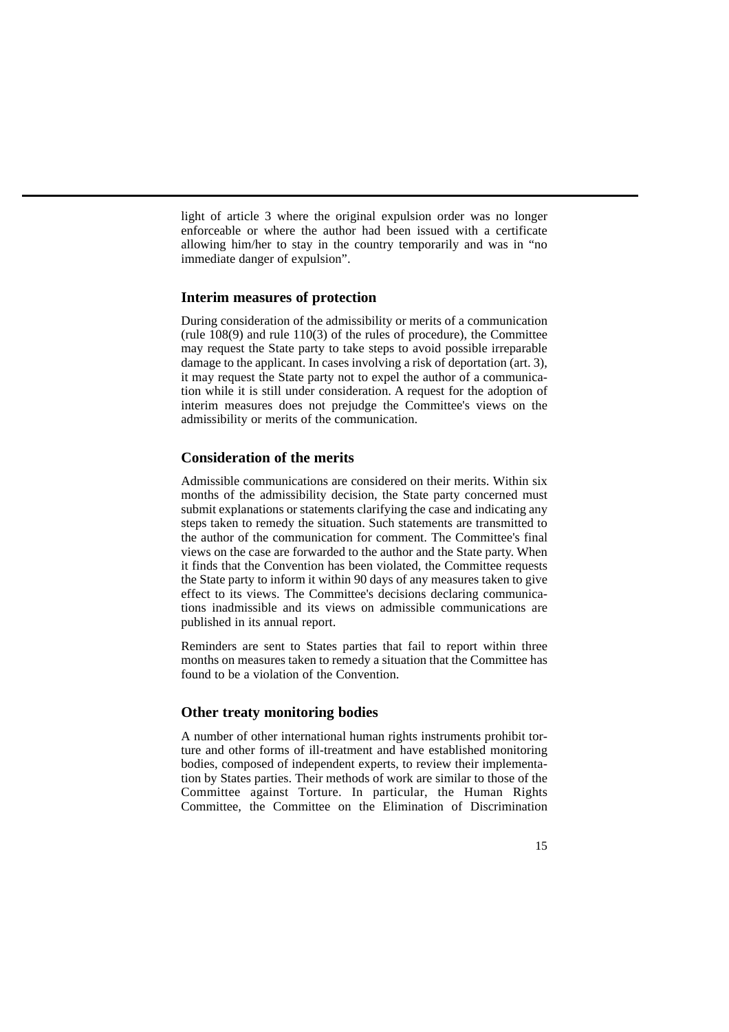light of article 3 where the original expulsion order was no longer enforceable or where the author had been issued with a certificate allowing him/her to stay in the country temporarily and was in "no immediate danger of expulsion".

## Interim measures of protection

During consideration of the admissibility or merits of a communication (rule 108(9) and rule 110(3) of the rules of procedure), the Committee may request the State party to take steps to avoid possible irreparable damage to the applicant. In cases involving a risk of deportation (art. 3), it may request the State party not to expel the author of a communication while it is still under consideration. A request for the adoption of interim measures does not prejudge the Committee's views on the admissibility or merits of the communication.

## Consideration of the merits

Admissible communications are considered on their merits. Within six months of the admissibility decision, the State party concerned must submit explanations or statements clarifying the case and indicating any steps taken to remedy the situation. Such statements are transmitted to the author of the communication for comment. The Committee's final views on the case are forwarded to the author and the State party. When it finds that the Convention has been violated, the Committee requests the State party to inform it within 90 days of any measures taken to give effect to its views. The Committee's decisions declaring communications inadmissible and its views on admissible communications are published in its annual report.

Reminders are sent to States parties that fail to report within three months on measures taken to remedy a situation that the Committee has found to be a violation of the Convention.

## Other treaty monitoring bodies

A number of other international human rights instruments prohibit torture and other forms of ill-treatment and have established monitoring bodies, composed of independent experts, to review their implementation by States parties. Their methods of work are similar to those of the Committee against Torture. In particular, the Human Rights Committee, the Committee on the Elimination of Discrimination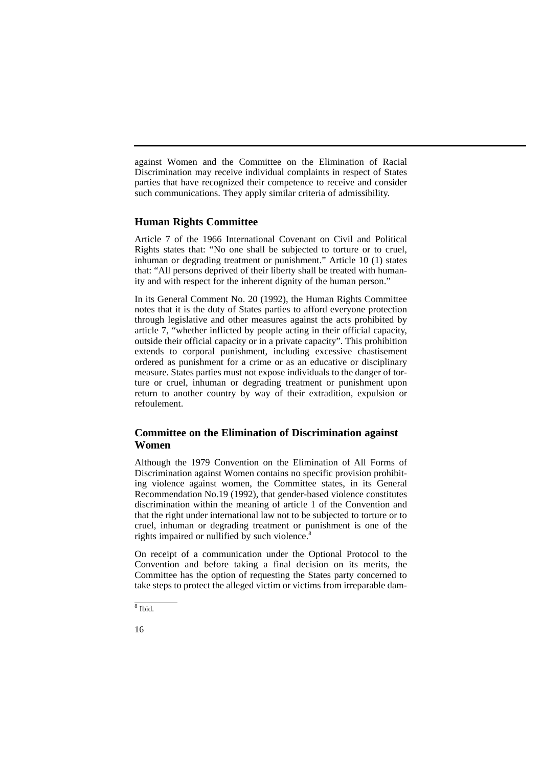against Women and the Committee on the Elimination of Racial Discrimination may receive individual complaints in respect of States parties that have recognized their competence to receive and consider such communications. They apply similar criteria of admissibility.

### Human Rights Committee

Article 7 of the 1966 International Covenant on Civil and Political Rights states that: "No one shall be subjected to torture or to cruel, inhuman or degrading treatment or punishment." Article 10 (1) states that: "All persons deprived of their liberty shall be treated with humanity and with respect for the inherent dignity of the human person."

In its General Comment No. 20 (1992), the Human Rights Committee notes that it is the duty of States parties to afford everyone protection through legislative and other measures against the acts prohibited by article 7, "whether inflicted by people acting in their official capacity, outside their official capacity or in a private capacity". This prohibition extends to corporal punishment, including excessive chastisement ordered as punishment for a crime or as an educative or disciplinary measure. States parties must not expose individuals to the danger of torture or cruel, inhuman or degrading treatment or punishment upon return to another country by way of their extradition, expulsion or refoulement.

### Committee on the Elimination of Discrimination against Women

Although the 1979 Convention on the Elimination of All Forms of Discrimination against Women contains no specific provision prohibiting violence against women, the Committee states, in its General Recommendation No.19 (1992), that gender-based violence constitutes discrimination within the meaning of article 1 of the Convention and that the right under international law not to be subjected to torture or to cruel, inhuman or degrading treatment or punishment is one of the rights impaired or nullified by such violence.[8]

On receipt of a communication under the Optional Protocol to the Convention and before taking a final decision on its merits, the Committee has the option of requesting the States party concerned to take steps to protect the alleged victim or victims from irreparable dam-

[8] Ibid.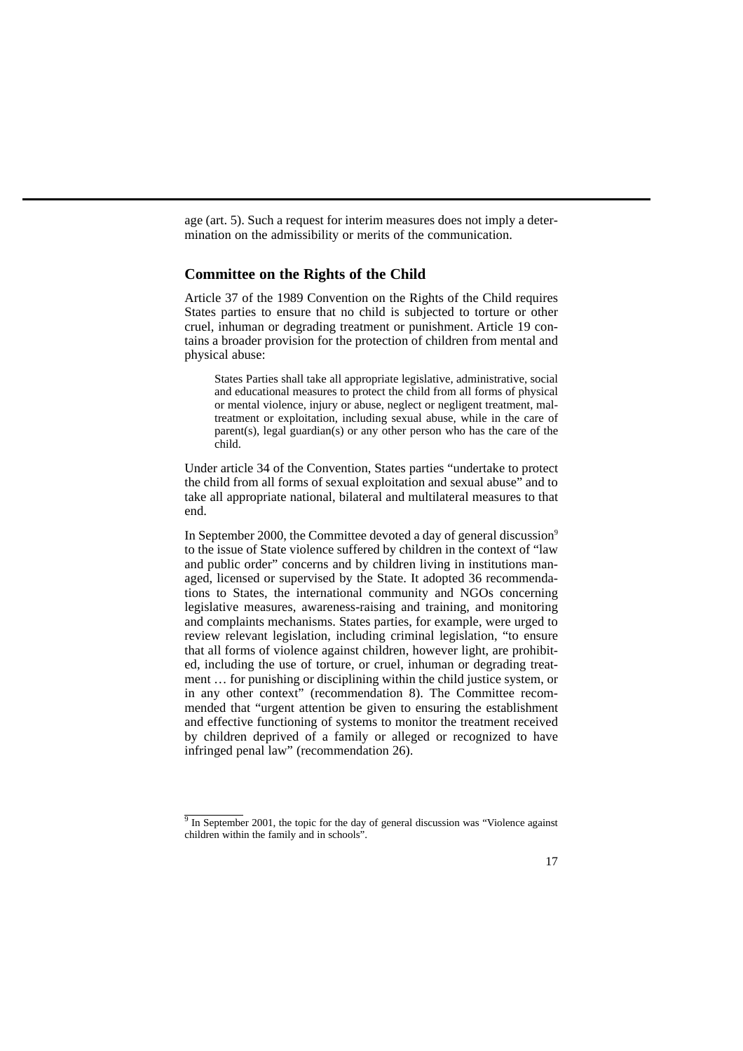age (art. 5). Such a request for interim measures does not imply a determination on the admissibility or merits of the communication.

### Committee on the Rights of the Child

Article 37 of the 1989 Convention on the Rights of the Child requires States parties to ensure that no child is subjected to torture or other cruel, inhuman or degrading treatment or punishment. Article 19 contains a broader provision for the protection of children from mental and physical abuse:

> States Parties shall take all appropriate legislative, administrative, social and educational measures to protect the child from all forms of physical or mental violence, injury or abuse, neglect or negligent treatment, maltreatment or exploitation, including sexual abuse, while in the care of parent(s), legal guardian(s) or any other person who has the care of the child.

Under article 34 of the Convention, States parties "undertake to protect the child from all forms of sexual exploitation and sexual abuse" and to take all appropriate national, bilateral and multilateral measures to that end.

In September 2000, the Committee devoted a day of general discussion[9] to the issue of State violence suffered by children in the context of "law and public order" concerns and by children living in institutions managed, licensed or supervised by the State. It adopted 36 recommendations to States, the international community and NGOs concerning legislative measures, awareness-raising and training, and monitoring and complaints mechanisms. States parties, for example, were urged to review relevant legislation, including criminal legislation, "to ensure that all forms of violence against children, however light, are prohibited, including the use of torture, or cruel, inhuman or degrading treatment … for punishing or disciplining within the child justice system, or in any other context" (recommendation 8). The Committee recommended that "urgent attention be given to ensuring the establishment and effective functioning of systems to monitor the treatment received by children deprived of a family or alleged or recognized to have infringed penal law" (recommendation 26).

[9] In September 2001, the topic for the day of general discussion was "Violence against children within the family and in schools".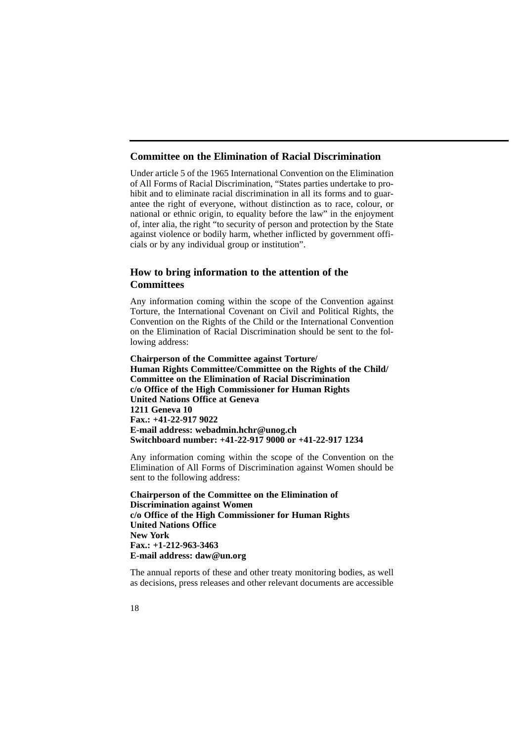## Committee on the Elimination of Racial Discrimination

Under article 5 of the 1965 International Convention on the Elimination of All Forms of Racial Discrimination, "States parties undertake to prohibit and to eliminate racial discrimination in all its forms and to guarantee the right of everyone, without distinction as to race, colour, or national or ethnic origin, to equality before the law" in the enjoyment of, inter alia, the right "to security of person and protection by the State against violence or bodily harm, whether inflicted by government officials or by any individual group or institution".

## How to bring information to the attention of the Committees

Any information coming within the scope of the Convention against Torture, the International Covenant on Civil and Political Rights, the Convention on the Rights of the Child or the International Convention on the Elimination of Racial Discrimination should be sent to the following address:

**Chairperson of the Committee against Torture/**
**Human Rights Committee/Committee on the Rights of the Child/**
**Committee on the Elimination of Racial Discrimination**
**c/o Office of the High Commissioner for Human Rights**
**United Nations Office at Geneva**
**1211 Geneva 10**
**Fax.: +41-22-917 9022**
**E-mail address: webadmin.hchr@unog.ch**
**Switchboard number: +41-22-917 9000 or +41-22-917 1234**

Any information coming within the scope of the Convention on the Elimination of All Forms of Discrimination against Women should be sent to the following address:

**Chairperson of the Committee on the Elimination of**
**Discrimination against Women**
**c/o Office of the High Commissioner for Human Rights**
**United Nations Office**
**New York**
**Fax.: +1-212-963-3463**
**E-mail address: daw@un.org**

The annual reports of these and other treaty monitoring bodies, as well as decisions, press releases and other relevant documents are accessible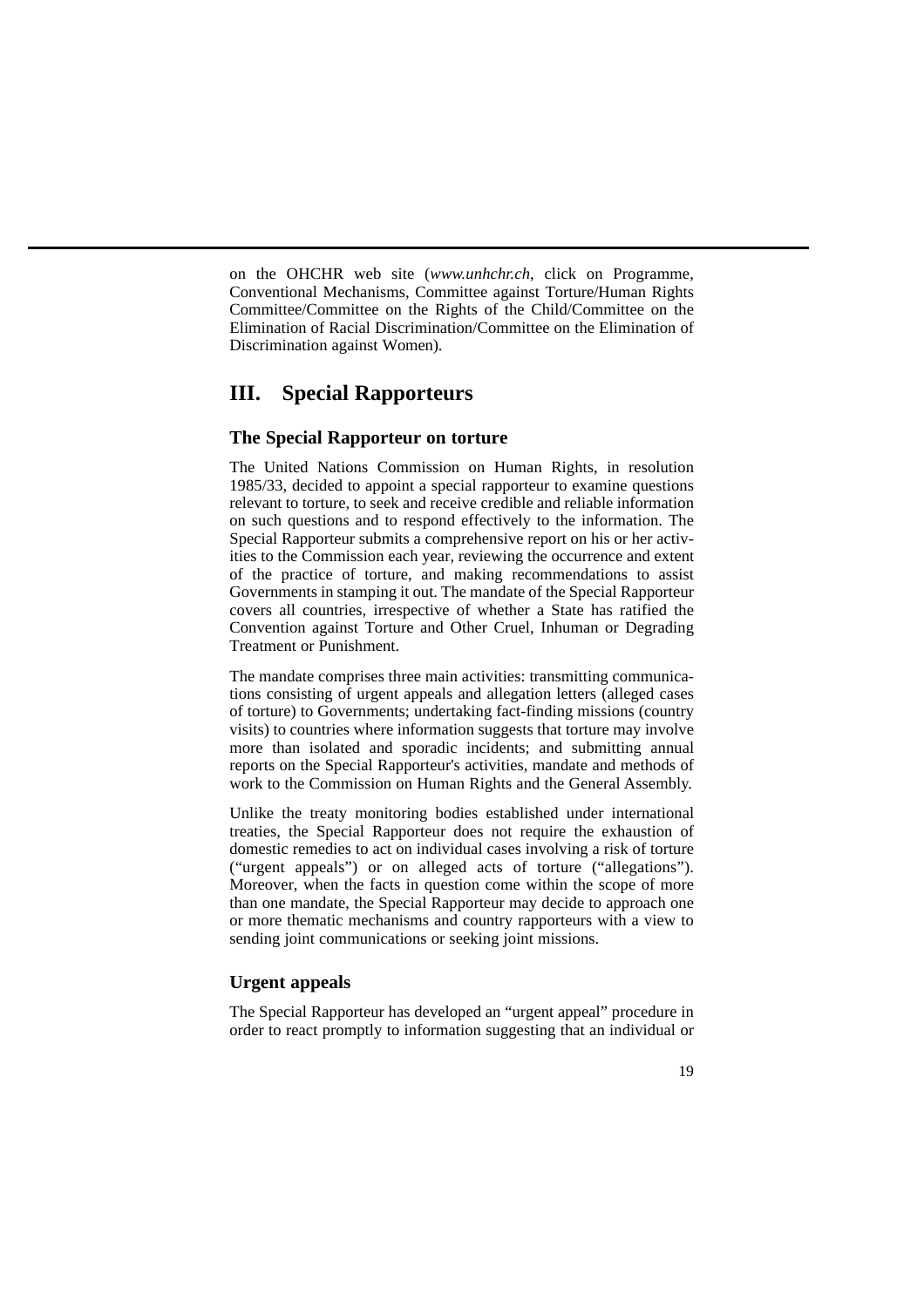on the OHCHR web site (*www.unhchr.ch*, click on Programme, Conventional Mechanisms, Committee against Torture/Human Rights Committee/Committee on the Rights of the Child/Committee on the Elimination of Racial Discrimination/Committee on the Elimination of Discrimination against Women).

## III. Special Rapporteurs

### The Special Rapporteur on torture

The United Nations Commission on Human Rights, in resolution 1985/33, decided to appoint a special rapporteur to examine questions relevant to torture, to seek and receive credible and reliable information on such questions and to respond effectively to the information. The Special Rapporteur submits a comprehensive report on his or her activities to the Commission each year, reviewing the occurrence and extent of the practice of torture, and making recommendations to assist Governments in stamping it out. The mandate of the Special Rapporteur covers all countries, irrespective of whether a State has ratified the Convention against Torture and Other Cruel, Inhuman or Degrading Treatment or Punishment.

The mandate comprises three main activities: transmitting communications consisting of urgent appeals and allegation letters (alleged cases of torture) to Governments; undertaking fact-finding missions (country visits) to countries where information suggests that torture may involve more than isolated and sporadic incidents; and submitting annual reports on the Special Rapporteur's activities, mandate and methods of work to the Commission on Human Rights and the General Assembly.

Unlike the treaty monitoring bodies established under international treaties, the Special Rapporteur does not require the exhaustion of domestic remedies to act on individual cases involving a risk of torture ("urgent appeals") or on alleged acts of torture ("allegations"). Moreover, when the facts in question come within the scope of more than one mandate, the Special Rapporteur may decide to approach one or more thematic mechanisms and country rapporteurs with a view to sending joint communications or seeking joint missions.

### Urgent appeals

The Special Rapporteur has developed an "urgent appeal" procedure in order to react promptly to information suggesting that an individual or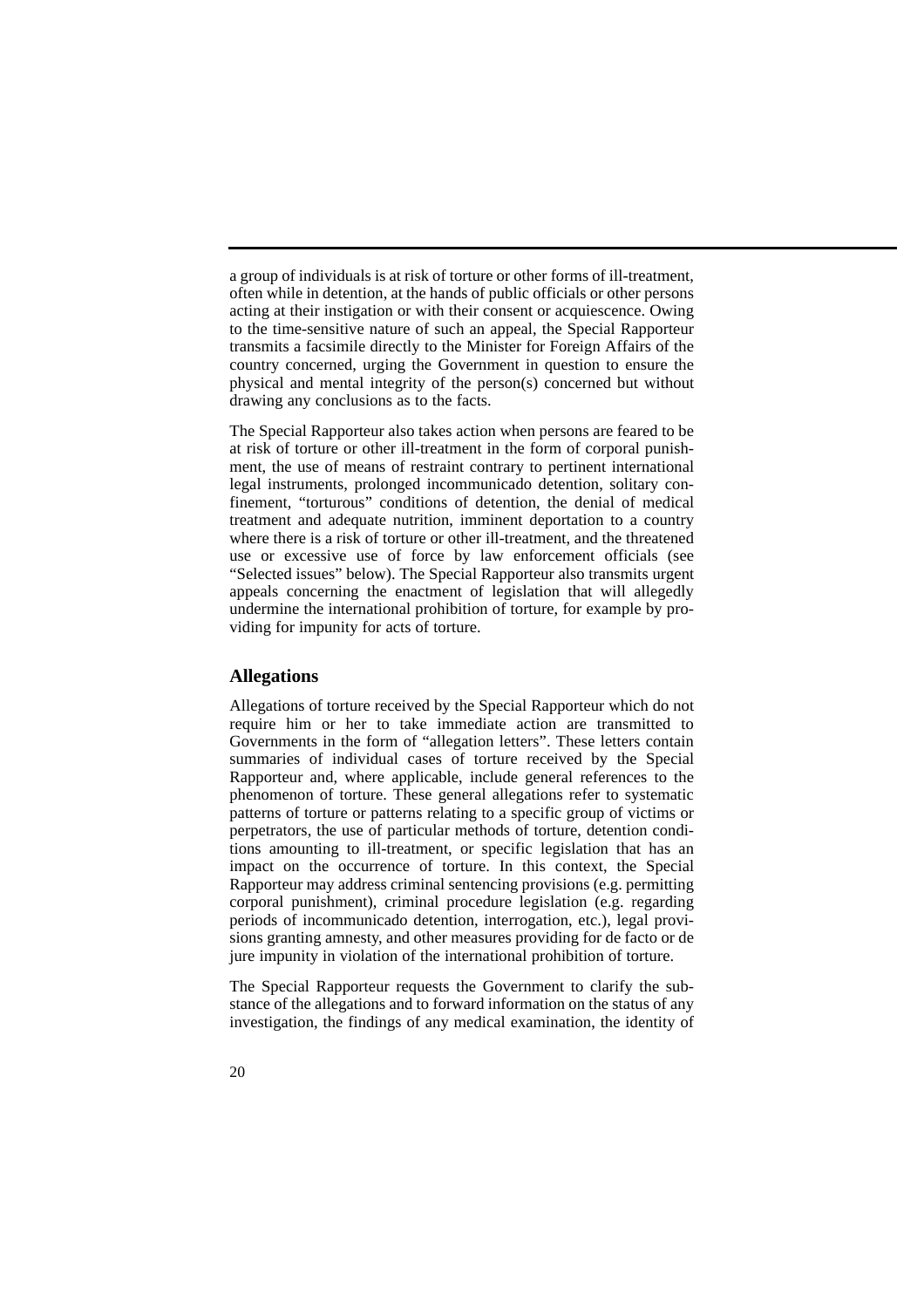a group of individuals is at risk of torture or other forms of ill-treatment, often while in detention, at the hands of public officials or other persons acting at their instigation or with their consent or acquiescence. Owing to the time-sensitive nature of such an appeal, the Special Rapporteur transmits a facsimile directly to the Minister for Foreign Affairs of the country concerned, urging the Government in question to ensure the physical and mental integrity of the person(s) concerned but without drawing any conclusions as to the facts.

The Special Rapporteur also takes action when persons are feared to be at risk of torture or other ill-treatment in the form of corporal punishment, the use of means of restraint contrary to pertinent international legal instruments, prolonged incommunicado detention, solitary confinement, "torturous" conditions of detention, the denial of medical treatment and adequate nutrition, imminent deportation to a country where there is a risk of torture or other ill-treatment, and the threatened use or excessive use of force by law enforcement officials (see "Selected issues" below). The Special Rapporteur also transmits urgent appeals concerning the enactment of legislation that will allegedly undermine the international prohibition of torture, for example by providing for impunity for acts of torture.

## Allegations

Allegations of torture received by the Special Rapporteur which do not require him or her to take immediate action are transmitted to Governments in the form of "allegation letters". These letters contain summaries of individual cases of torture received by the Special Rapporteur and, where applicable, include general references to the phenomenon of torture. These general allegations refer to systematic patterns of torture or patterns relating to a specific group of victims or perpetrators, the use of particular methods of torture, detention conditions amounting to ill-treatment, or specific legislation that has an impact on the occurrence of torture. In this context, the Special Rapporteur may address criminal sentencing provisions (e.g. permitting corporal punishment), criminal procedure legislation (e.g. regarding periods of incommunicado detention, interrogation, etc.), legal provisions granting amnesty, and other measures providing for de facto or de jure impunity in violation of the international prohibition of torture.

The Special Rapporteur requests the Government to clarify the substance of the allegations and to forward information on the status of any investigation, the findings of any medical examination, the identity of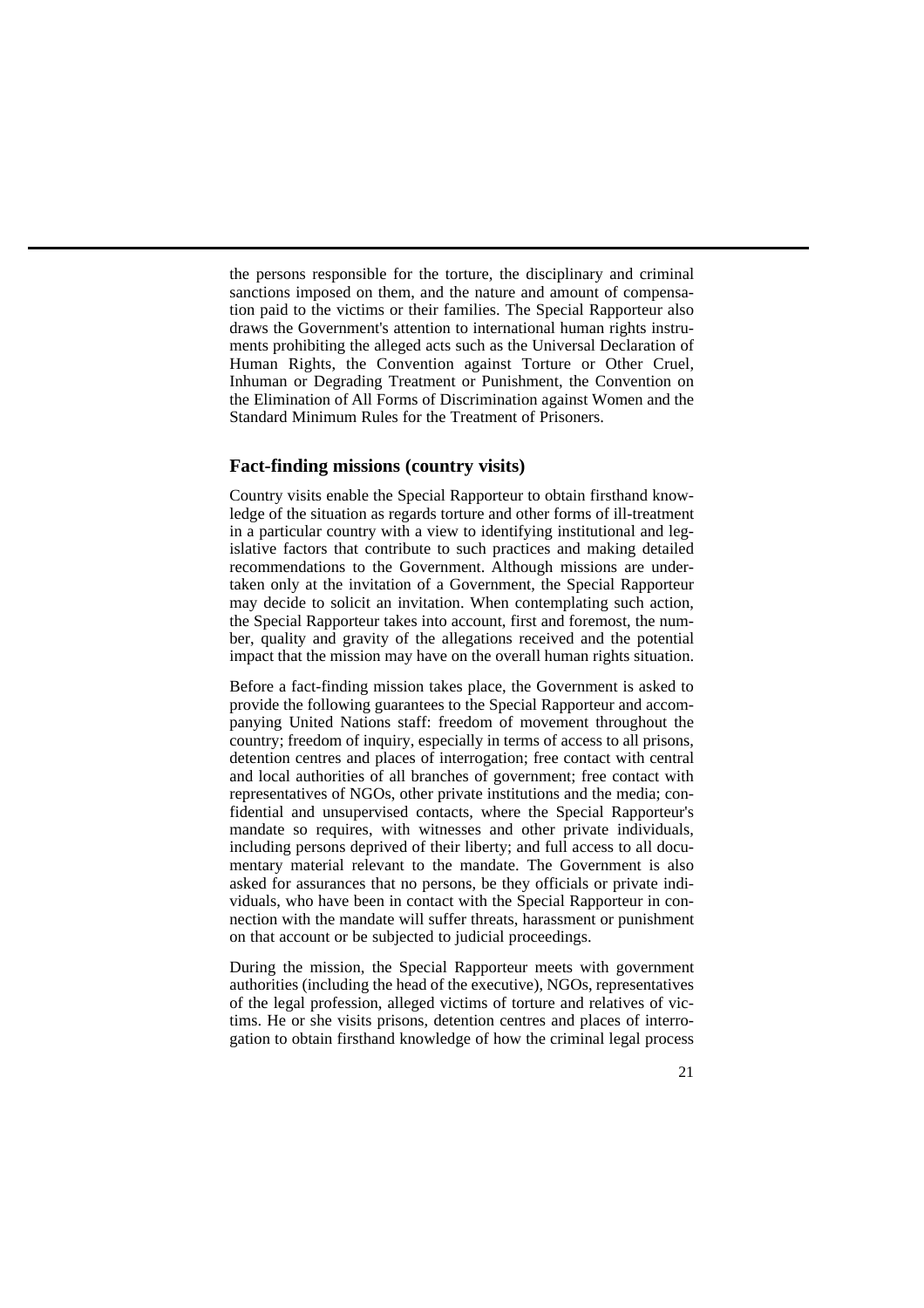the persons responsible for the torture, the disciplinary and criminal sanctions imposed on them, and the nature and amount of compensation paid to the victims or their families. The Special Rapporteur also draws the Government's attention to international human rights instruments prohibiting the alleged acts such as the Universal Declaration of Human Rights, the Convention against Torture or Other Cruel, Inhuman or Degrading Treatment or Punishment, the Convention on the Elimination of All Forms of Discrimination against Women and the Standard Minimum Rules for the Treatment of Prisoners.

## Fact-finding missions (country visits)

Country visits enable the Special Rapporteur to obtain firsthand knowledge of the situation as regards torture and other forms of ill-treatment in a particular country with a view to identifying institutional and legislative factors that contribute to such practices and making detailed recommendations to the Government. Although missions are undertaken only at the invitation of a Government, the Special Rapporteur may decide to solicit an invitation. When contemplating such action, the Special Rapporteur takes into account, first and foremost, the number, quality and gravity of the allegations received and the potential impact that the mission may have on the overall human rights situation.

Before a fact-finding mission takes place, the Government is asked to provide the following guarantees to the Special Rapporteur and accompanying United Nations staff: freedom of movement throughout the country; freedom of inquiry, especially in terms of access to all prisons, detention centres and places of interrogation; free contact with central and local authorities of all branches of government; free contact with representatives of NGOs, other private institutions and the media; confidential and unsupervised contacts, where the Special Rapporteur's mandate so requires, with witnesses and other private individuals, including persons deprived of their liberty; and full access to all documentary material relevant to the mandate. The Government is also asked for assurances that no persons, be they officials or private individuals, who have been in contact with the Special Rapporteur in connection with the mandate will suffer threats, harassment or punishment on that account or be subjected to judicial proceedings.

During the mission, the Special Rapporteur meets with government authorities (including the head of the executive), NGOs, representatives of the legal profession, alleged victims of torture and relatives of victims. He or she visits prisons, detention centres and places of interrogation to obtain firsthand knowledge of how the criminal legal process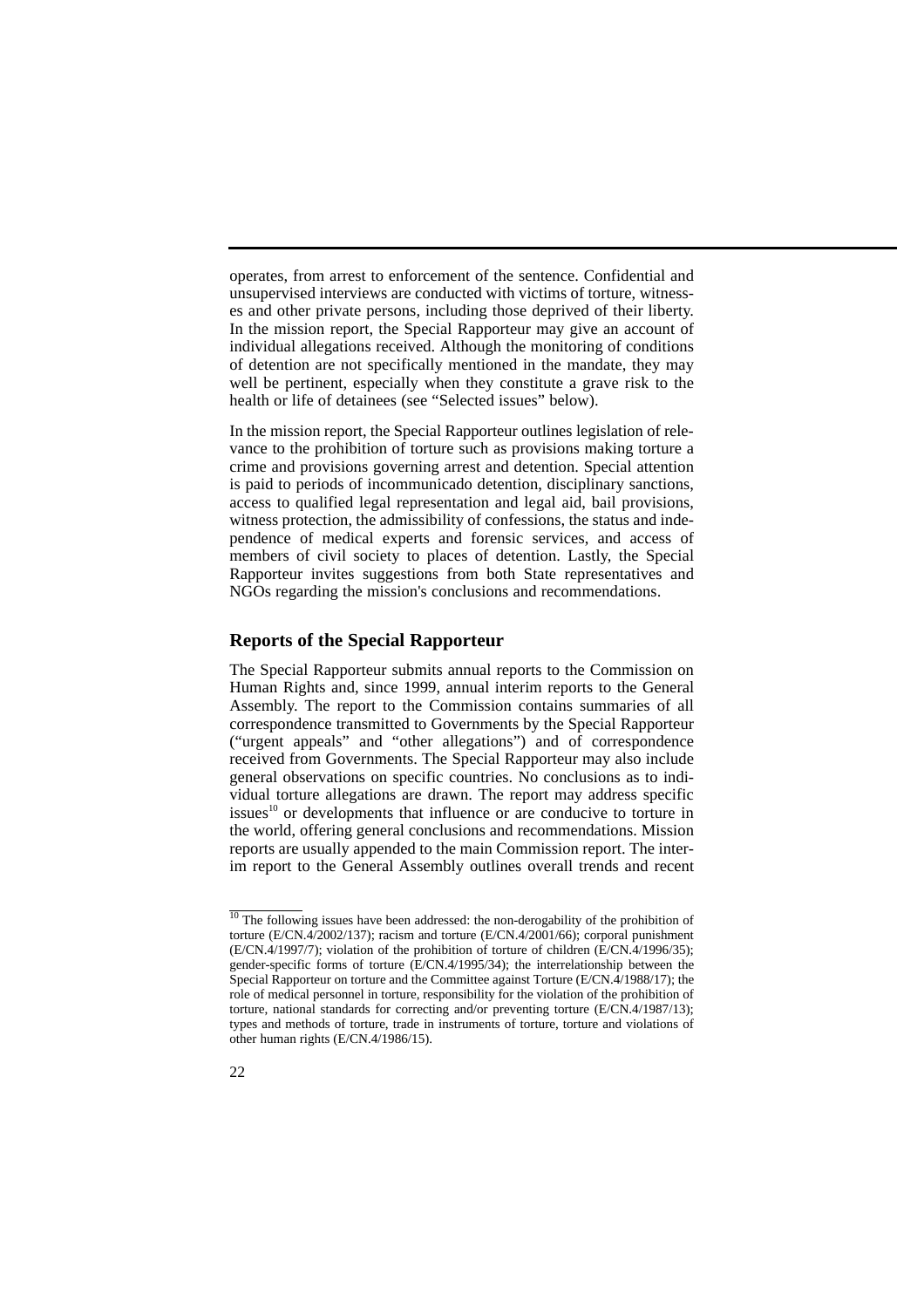operates, from arrest to enforcement of the sentence. Confidential and unsupervised interviews are conducted with victims of torture, witnesses and other private persons, including those deprived of their liberty. In the mission report, the Special Rapporteur may give an account of individual allegations received. Although the monitoring of conditions of detention are not specifically mentioned in the mandate, they may well be pertinent, especially when they constitute a grave risk to the health or life of detainees (see "Selected issues" below).

In the mission report, the Special Rapporteur outlines legislation of relevance to the prohibition of torture such as provisions making torture a crime and provisions governing arrest and detention. Special attention is paid to periods of incommunicado detention, disciplinary sanctions, access to qualified legal representation and legal aid, bail provisions, witness protection, the admissibility of confessions, the status and independence of medical experts and forensic services, and access of members of civil society to places of detention. Lastly, the Special Rapporteur invites suggestions from both State representatives and NGOs regarding the mission's conclusions and recommendations.

## Reports of the Special Rapporteur

The Special Rapporteur submits annual reports to the Commission on Human Rights and, since 1999, annual interim reports to the General Assembly. The report to the Commission contains summaries of all correspondence transmitted to Governments by the Special Rapporteur ("urgent appeals" and "other allegations") and of correspondence received from Governments. The Special Rapporteur may also include general observations on specific countries. No conclusions as to individual torture allegations are drawn. The report may address specific issues[10] or developments that influence or are conducive to torture in the world, offering general conclusions and recommendations. Mission reports are usually appended to the main Commission report. The interim report to the General Assembly outlines overall trends and recent

[10] The following issues have been addressed: the non-derogability of the prohibition of torture (E/CN.4/2002/137); racism and torture (E/CN.4/2001/66); corporal punishment (E/CN.4/1997/7); violation of the prohibition of torture of children (E/CN.4/1996/35); gender-specific forms of torture (E/CN.4/1995/34); the interrelationship between the Special Rapporteur on torture and the Committee against Torture (E/CN.4/1988/17); the role of medical personnel in torture, responsibility for the violation of the prohibition of torture, national standards for correcting and/or preventing torture (E/CN.4/1987/13); types and methods of torture, trade in instruments of torture, torture and violations of other human rights (E/CN.4/1986/15).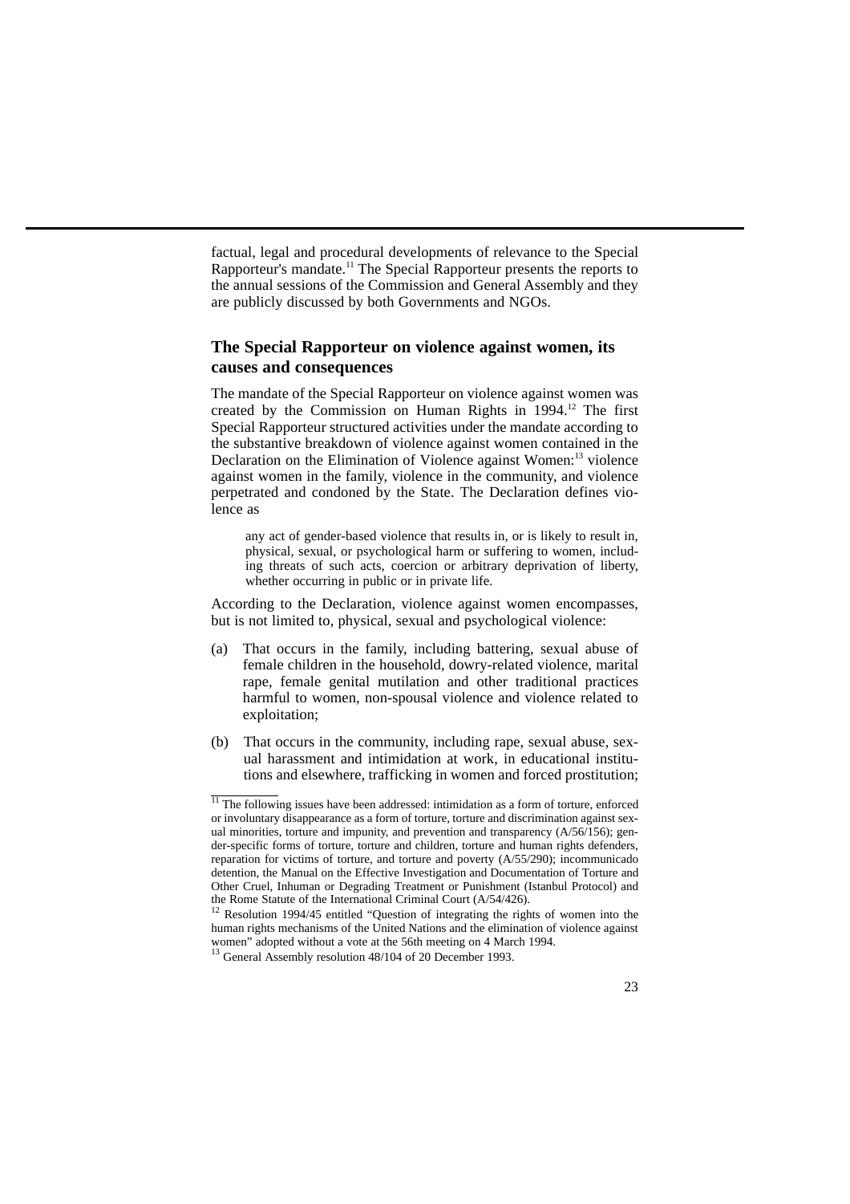factual, legal and procedural developments of relevance to the Special Rapporteur's mandate.[11] The Special Rapporteur presents the reports to the annual sessions of the Commission and General Assembly and they are publicly discussed by both Governments and NGOs.

### The Special Rapporteur on violence against women, its causes and consequences

The mandate of the Special Rapporteur on violence against women was created by the Commission on Human Rights in 1994.[12] The first Special Rapporteur structured activities under the mandate according to the substantive breakdown of violence against women contained in the Declaration on the Elimination of Violence against Women:[13] violence against women in the family, violence in the community, and violence perpetrated and condoned by the State. The Declaration defines violence as

> any act of gender-based violence that results in, or is likely to result in, physical, sexual, or psychological harm or suffering to women, including threats of such acts, coercion or arbitrary deprivation of liberty, whether occurring in public or in private life.

According to the Declaration, violence against women encompasses, but is not limited to, physical, sexual and psychological violence:

(a) That occurs in the family, including battering, sexual abuse of female children in the household, dowry-related violence, marital rape, female genital mutilation and other traditional practices harmful to women, non-spousal violence and violence related to exploitation;

(b) That occurs in the community, including rape, sexual abuse, sexual harassment and intimidation at work, in educational institutions and elsewhere, trafficking in women and forced prostitution;

---

[11] The following issues have been addressed: intimidation as a form of torture, enforced or involuntary disappearance as a form of torture, torture and discrimination against sexual minorities, torture and impunity, and prevention and transparency (A/56/156); gender-specific forms of torture, torture and children, torture and human rights defenders, reparation for victims of torture, and torture and poverty (A/55/290); incommunicado detention, the Manual on the Effective Investigation and Documentation of Torture and Other Cruel, Inhuman or Degrading Treatment or Punishment (Istanbul Protocol) and the Rome Statute of the International Criminal Court (A/54/426).

[12] Resolution 1994/45 entitled "Question of integrating the rights of women into the human rights mechanisms of the United Nations and the elimination of violence against women" adopted without a vote at the 56th meeting on 4 March 1994.

[13] General Assembly resolution 48/104 of 20 December 1993.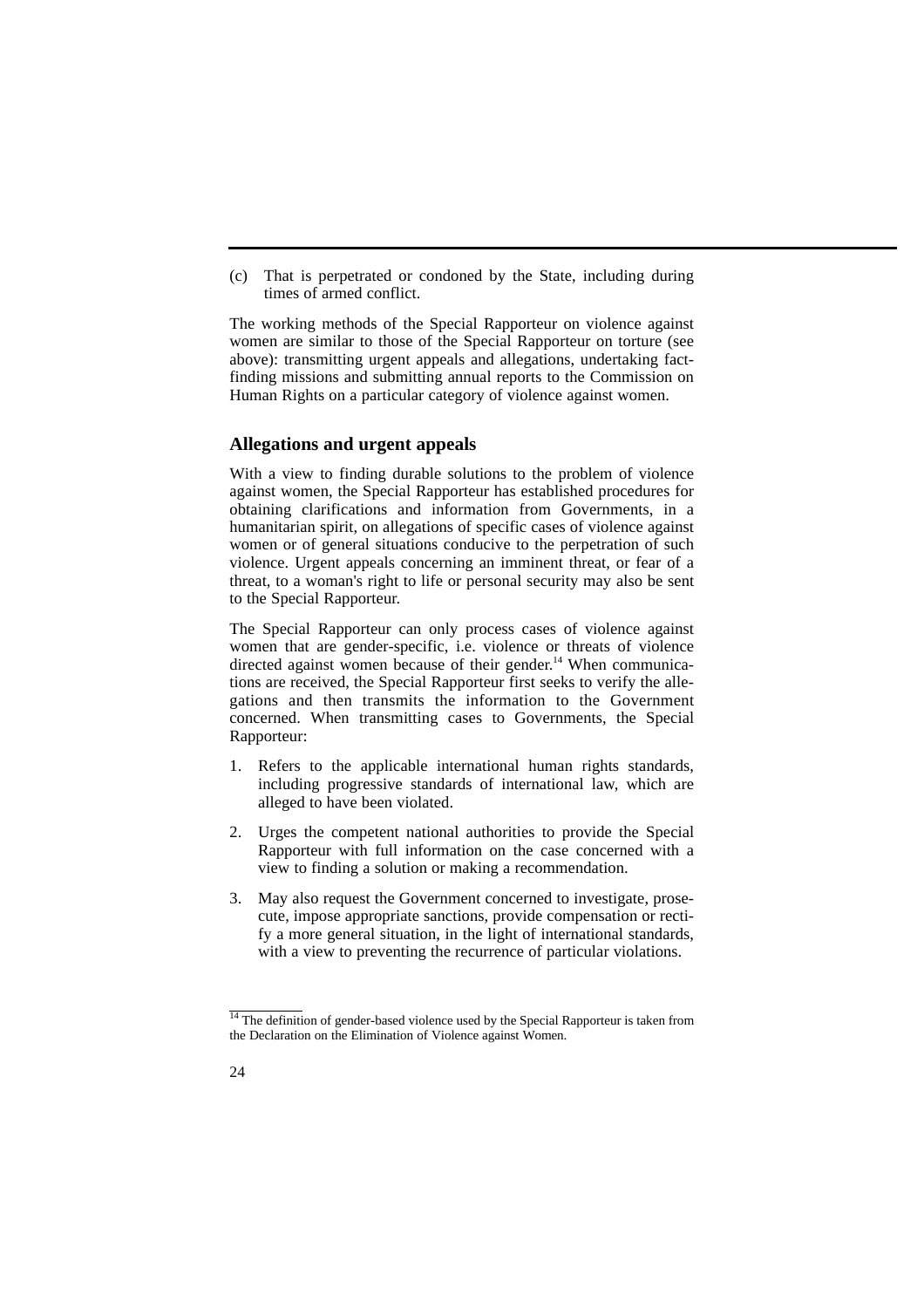(c) That is perpetrated or condoned by the State, including during times of armed conflict.

The working methods of the Special Rapporteur on violence against women are similar to those of the Special Rapporteur on torture (see above): transmitting urgent appeals and allegations, undertaking fact-finding missions and submitting annual reports to the Commission on Human Rights on a particular category of violence against women.

## Allegations and urgent appeals

With a view to finding durable solutions to the problem of violence against women, the Special Rapporteur has established procedures for obtaining clarifications and information from Governments, in a humanitarian spirit, on allegations of specific cases of violence against women or of general situations conducive to the perpetration of such violence. Urgent appeals concerning an imminent threat, or fear of a threat, to a woman's right to life or personal security may also be sent to the Special Rapporteur.

The Special Rapporteur can only process cases of violence against women that are gender-specific, i.e. violence or threats of violence directed against women because of their gender.[14] When communications are received, the Special Rapporteur first seeks to verify the allegations and then transmits the information to the Government concerned. When transmitting cases to Governments, the Special Rapporteur:

1. Refers to the applicable international human rights standards, including progressive standards of international law, which are alleged to have been violated.

2. Urges the competent national authorities to provide the Special Rapporteur with full information on the case concerned with a view to finding a solution or making a recommendation.

3. May also request the Government concerned to investigate, prosecute, impose appropriate sanctions, provide compensation or rectify a more general situation, in the light of international standards, with a view to preventing the recurrence of particular violations.

---

[14] The definition of gender-based violence used by the Special Rapporteur is taken from the Declaration on the Elimination of Violence against Women.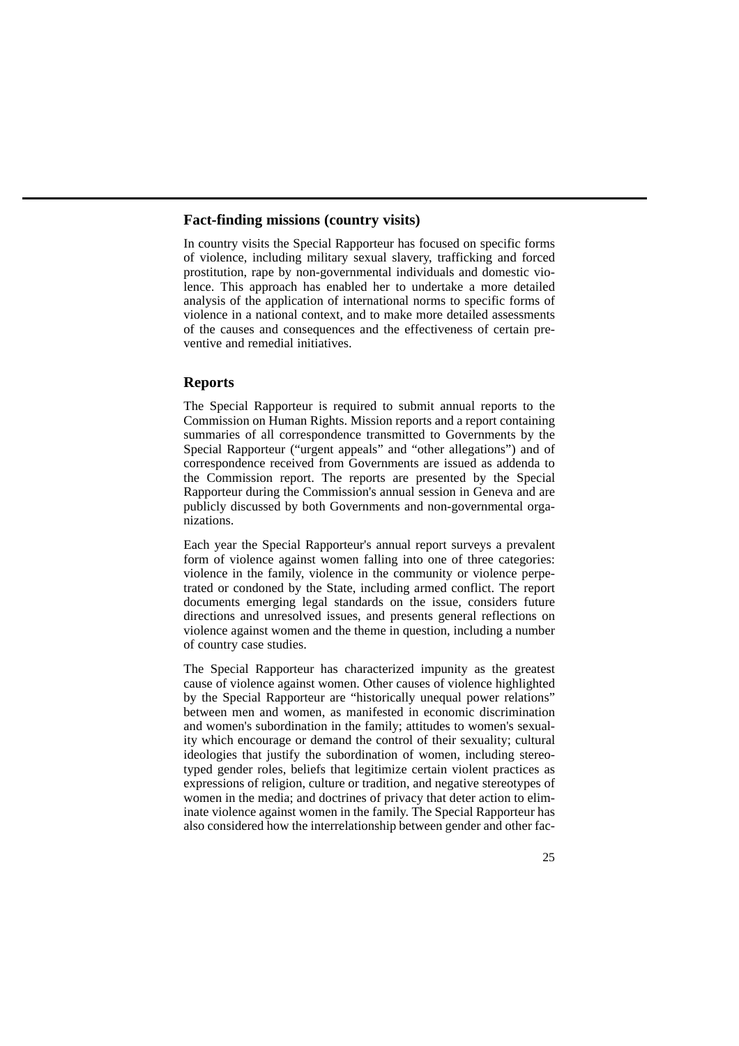## Fact-finding missions (country visits)

In country visits the Special Rapporteur has focused on specific forms of violence, including military sexual slavery, trafficking and forced prostitution, rape by non-governmental individuals and domestic violence. This approach has enabled her to undertake a more detailed analysis of the application of international norms to specific forms of violence in a national context, and to make more detailed assessments of the causes and consequences and the effectiveness of certain preventive and remedial initiatives.

## Reports

The Special Rapporteur is required to submit annual reports to the Commission on Human Rights. Mission reports and a report containing summaries of all correspondence transmitted to Governments by the Special Rapporteur ("urgent appeals" and "other allegations") and of correspondence received from Governments are issued as addenda to the Commission report. The reports are presented by the Special Rapporteur during the Commission's annual session in Geneva and are publicly discussed by both Governments and non-governmental organizations.

Each year the Special Rapporteur's annual report surveys a prevalent form of violence against women falling into one of three categories: violence in the family, violence in the community or violence perpetrated or condoned by the State, including armed conflict. The report documents emerging legal standards on the issue, considers future directions and unresolved issues, and presents general reflections on violence against women and the theme in question, including a number of country case studies.

The Special Rapporteur has characterized impunity as the greatest cause of violence against women. Other causes of violence highlighted by the Special Rapporteur are "historically unequal power relations" between men and women, as manifested in economic discrimination and women's subordination in the family; attitudes to women's sexuality which encourage or demand the control of their sexuality; cultural ideologies that justify the subordination of women, including stereotyped gender roles, beliefs that legitimize certain violent practices as expressions of religion, culture or tradition, and negative stereotypes of women in the media; and doctrines of privacy that deter action to eliminate violence against women in the family. The Special Rapporteur has also considered how the interrelationship between gender and other fac-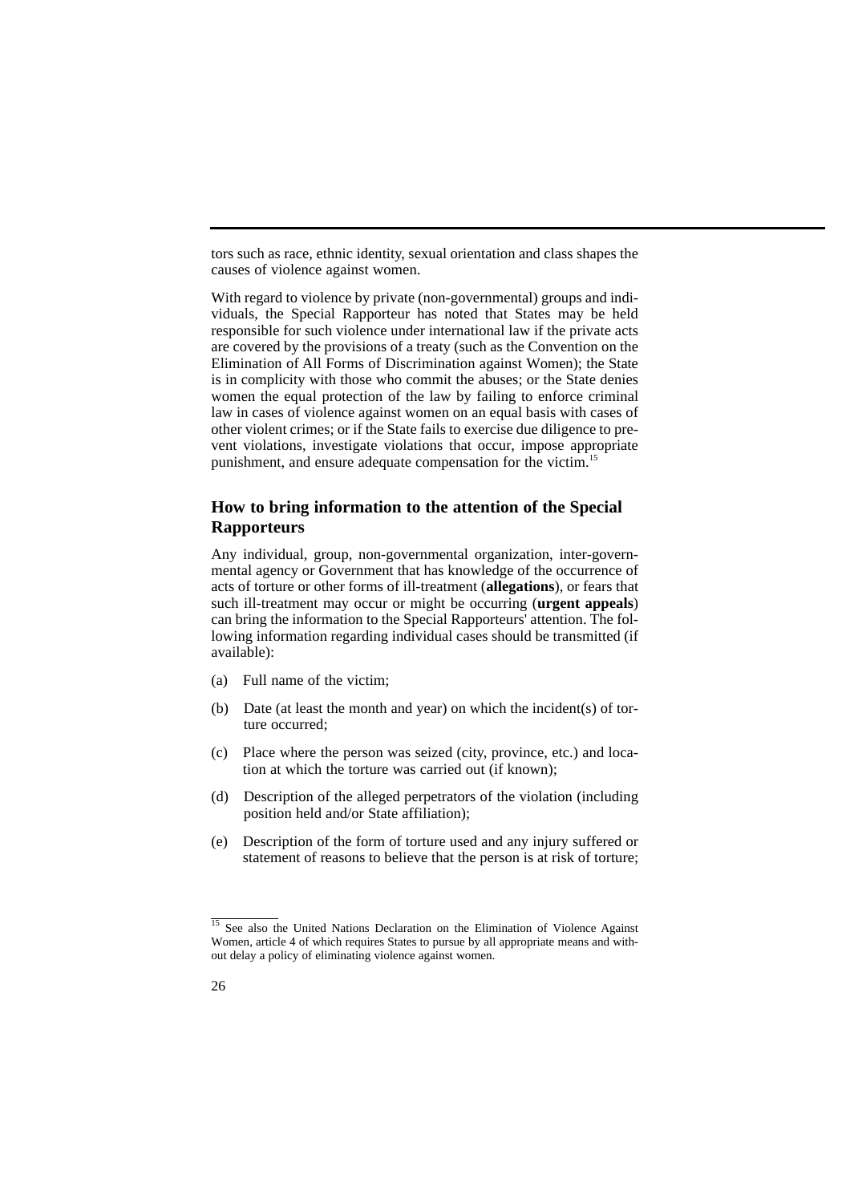tors such as race, ethnic identity, sexual orientation and class shapes the causes of violence against women.

With regard to violence by private (non-governmental) groups and individuals, the Special Rapporteur has noted that States may be held responsible for such violence under international law if the private acts are covered by the provisions of a treaty (such as the Convention on the Elimination of All Forms of Discrimination against Women); the State is in complicity with those who commit the abuses; or the State denies women the equal protection of the law by failing to enforce criminal law in cases of violence against women on an equal basis with cases of other violent crimes; or if the State fails to exercise due diligence to prevent violations, investigate violations that occur, impose appropriate punishment, and ensure adequate compensation for the victim.[15]

## How to bring information to the attention of the Special Rapporteurs

Any individual, group, non-governmental organization, inter-governmental agency or Government that has knowledge of the occurrence of acts of torture or other forms of ill-treatment (**allegations**), or fears that such ill-treatment may occur or might be occurring (**urgent appeals**) can bring the information to the Special Rapporteurs' attention. The following information regarding individual cases should be transmitted (if available):

(a) Full name of the victim;

(b) Date (at least the month and year) on which the incident(s) of torture occurred;

(c) Place where the person was seized (city, province, etc.) and location at which the torture was carried out (if known);

(d) Description of the alleged perpetrators of the violation (including position held and/or State affiliation);

(e) Description of the form of torture used and any injury suffered or statement of reasons to believe that the person is at risk of torture;

[15] See also the United Nations Declaration on the Elimination of Violence Against Women, article 4 of which requires States to pursue by all appropriate means and without delay a policy of eliminating violence against women.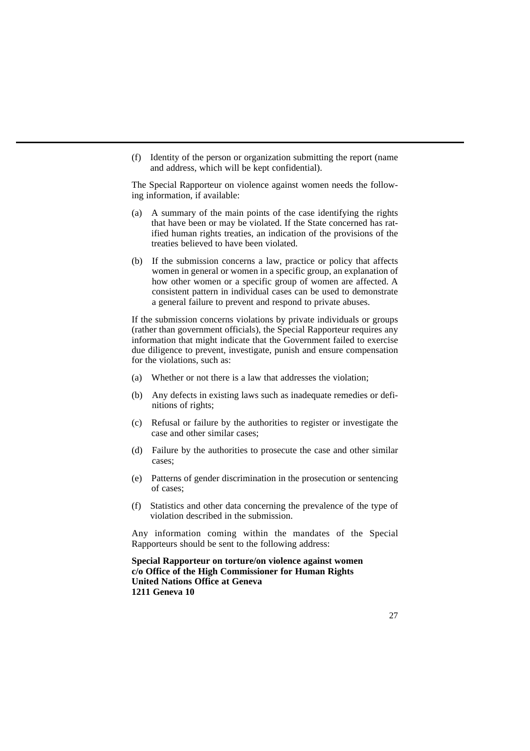(f) Identity of the person or organization submitting the report (name and address, which will be kept confidential).

The Special Rapporteur on violence against women needs the following information, if available:

(a) A summary of the main points of the case identifying the rights that have been or may be violated. If the State concerned has ratified human rights treaties, an indication of the provisions of the treaties believed to have been violated.

(b) If the submission concerns a law, practice or policy that affects women in general or women in a specific group, an explanation of how other women or a specific group of women are affected. A consistent pattern in individual cases can be used to demonstrate a general failure to prevent and respond to private abuses.

If the submission concerns violations by private individuals or groups (rather than government officials), the Special Rapporteur requires any information that might indicate that the Government failed to exercise due diligence to prevent, investigate, punish and ensure compensation for the violations, such as:

(a) Whether or not there is a law that addresses the violation;

(b) Any defects in existing laws such as inadequate remedies or definitions of rights;

(c) Refusal or failure by the authorities to register or investigate the case and other similar cases;

(d) Failure by the authorities to prosecute the case and other similar cases;

(e) Patterns of gender discrimination in the prosecution or sentencing of cases;

(f) Statistics and other data concerning the prevalence of the type of violation described in the submission.

Any information coming within the mandates of the Special Rapporteurs should be sent to the following address:

**Special Rapporteur on torture/on violence against women**
**c/o Office of the High Commissioner for Human Rights**
**United Nations Office at Geneva**
**1211 Geneva 10**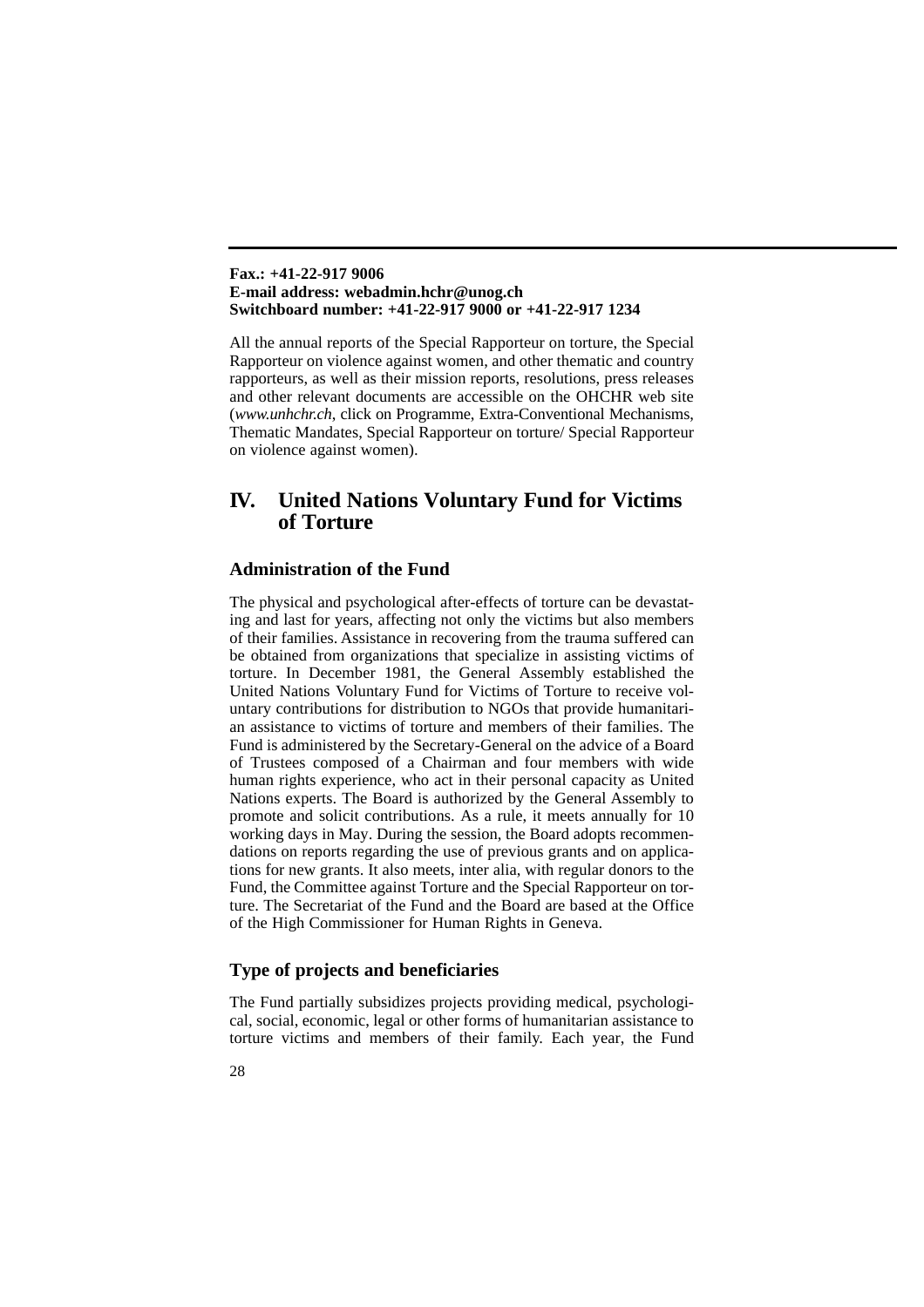**Fax.: +41-22-917 9006**
**E-mail address: webadmin.hchr@unog.ch**
**Switchboard number: +41-22-917 9000 or +41-22-917 1234**

All the annual reports of the Special Rapporteur on torture, the Special Rapporteur on violence against women, and other thematic and country rapporteurs, as well as their mission reports, resolutions, press releases and other relevant documents are accessible on the OHCHR web site (*www.unhchr.ch*, click on Programme, Extra-Conventional Mechanisms, Thematic Mandates, Special Rapporteur on torture/ Special Rapporteur on violence against women).

## IV. United Nations Voluntary Fund for Victims of Torture

### Administration of the Fund

The physical and psychological after-effects of torture can be devastating and last for years, affecting not only the victims but also members of their families. Assistance in recovering from the trauma suffered can be obtained from organizations that specialize in assisting victims of torture. In December 1981, the General Assembly established the United Nations Voluntary Fund for Victims of Torture to receive voluntary contributions for distribution to NGOs that provide humanitarian assistance to victims of torture and members of their families. The Fund is administered by the Secretary-General on the advice of a Board of Trustees composed of a Chairman and four members with wide human rights experience, who act in their personal capacity as United Nations experts. The Board is authorized by the General Assembly to promote and solicit contributions. As a rule, it meets annually for 10 working days in May. During the session, the Board adopts recommendations on reports regarding the use of previous grants and on applications for new grants. It also meets, inter alia, with regular donors to the Fund, the Committee against Torture and the Special Rapporteur on torture. The Secretariat of the Fund and the Board are based at the Office of the High Commissioner for Human Rights in Geneva.

### Type of projects and beneficiaries

The Fund partially subsidizes projects providing medical, psychological, social, economic, legal or other forms of humanitarian assistance to torture victims and members of their family. Each year, the Fund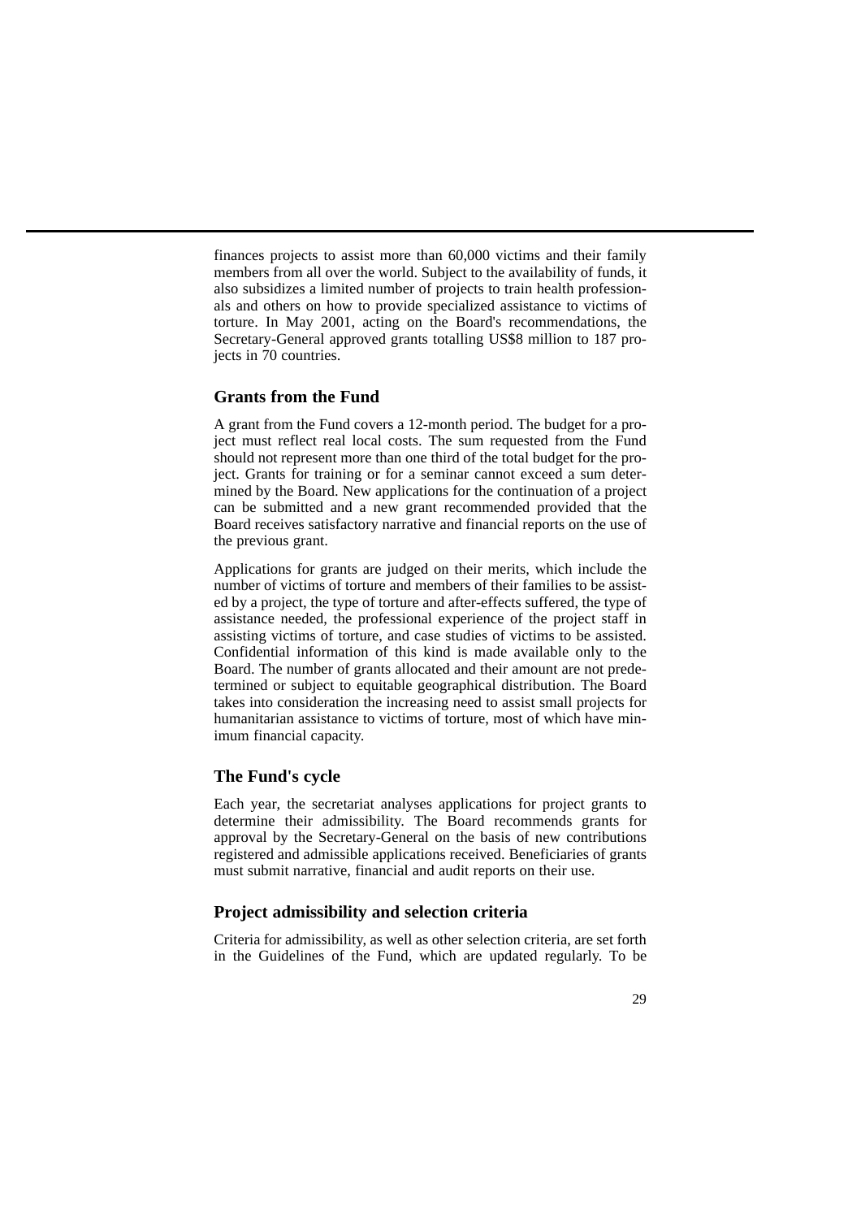finances projects to assist more than 60,000 victims and their family members from all over the world. Subject to the availability of funds, it also subsidizes a limited number of projects to train health professionals and others on how to provide specialized assistance to victims of torture. In May 2001, acting on the Board's recommendations, the Secretary-General approved grants totalling US$8 million to 187 projects in 70 countries.

### Grants from the Fund

A grant from the Fund covers a 12-month period. The budget for a project must reflect real local costs. The sum requested from the Fund should not represent more than one third of the total budget for the project. Grants for training or for a seminar cannot exceed a sum determined by the Board. New applications for the continuation of a project can be submitted and a new grant recommended provided that the Board receives satisfactory narrative and financial reports on the use of the previous grant.

Applications for grants are judged on their merits, which include the number of victims of torture and members of their families to be assisted by a project, the type of torture and after-effects suffered, the type of assistance needed, the professional experience of the project staff in assisting victims of torture, and case studies of victims to be assisted. Confidential information of this kind is made available only to the Board. The number of grants allocated and their amount are not predetermined or subject to equitable geographical distribution. The Board takes into consideration the increasing need to assist small projects for humanitarian assistance to victims of torture, most of which have minimum financial capacity.

### The Fund's cycle

Each year, the secretariat analyses applications for project grants to determine their admissibility. The Board recommends grants for approval by the Secretary-General on the basis of new contributions registered and admissible applications received. Beneficiaries of grants must submit narrative, financial and audit reports on their use.

### Project admissibility and selection criteria

Criteria for admissibility, as well as other selection criteria, are set forth in the Guidelines of the Fund, which are updated regularly. To be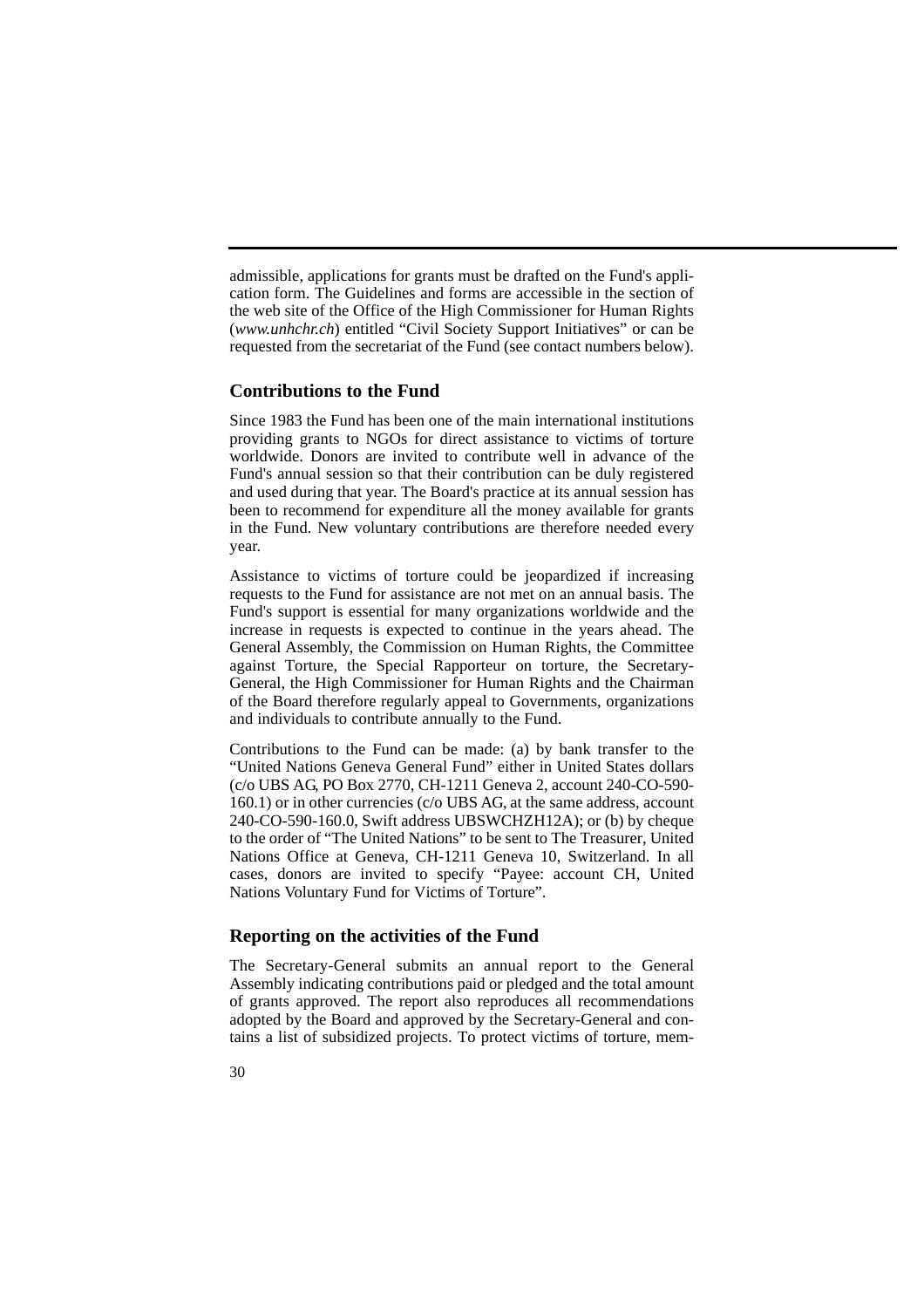admissible, applications for grants must be drafted on the Fund's application form. The Guidelines and forms are accessible in the section of the web site of the Office of the High Commissioner for Human Rights (*www.unhchr.ch*) entitled "Civil Society Support Initiatives" or can be requested from the secretariat of the Fund (see contact numbers below).

## Contributions to the Fund

Since 1983 the Fund has been one of the main international institutions providing grants to NGOs for direct assistance to victims of torture worldwide. Donors are invited to contribute well in advance of the Fund's annual session so that their contribution can be duly registered and used during that year. The Board's practice at its annual session has been to recommend for expenditure all the money available for grants in the Fund. New voluntary contributions are therefore needed every year.

Assistance to victims of torture could be jeopardized if increasing requests to the Fund for assistance are not met on an annual basis. The Fund's support is essential for many organizations worldwide and the increase in requests is expected to continue in the years ahead. The General Assembly, the Commission on Human Rights, the Committee against Torture, the Special Rapporteur on torture, the Secretary-General, the High Commissioner for Human Rights and the Chairman of the Board therefore regularly appeal to Governments, organizations and individuals to contribute annually to the Fund.

Contributions to the Fund can be made: (a) by bank transfer to the "United Nations Geneva General Fund" either in United States dollars (c/o UBS AG, PO Box 2770, CH-1211 Geneva 2, account 240-CO-590-160.1) or in other currencies (c/o UBS AG, at the same address, account 240-CO-590-160.0, Swift address UBSWCHZH12A); or (b) by cheque to the order of "The United Nations" to be sent to The Treasurer, United Nations Office at Geneva, CH-1211 Geneva 10, Switzerland. In all cases, donors are invited to specify "Payee: account CH, United Nations Voluntary Fund for Victims of Torture".

## Reporting on the activities of the Fund

The Secretary-General submits an annual report to the General Assembly indicating contributions paid or pledged and the total amount of grants approved. The report also reproduces all recommendations adopted by the Board and approved by the Secretary-General and contains a list of subsidized projects. To protect victims of torture, mem-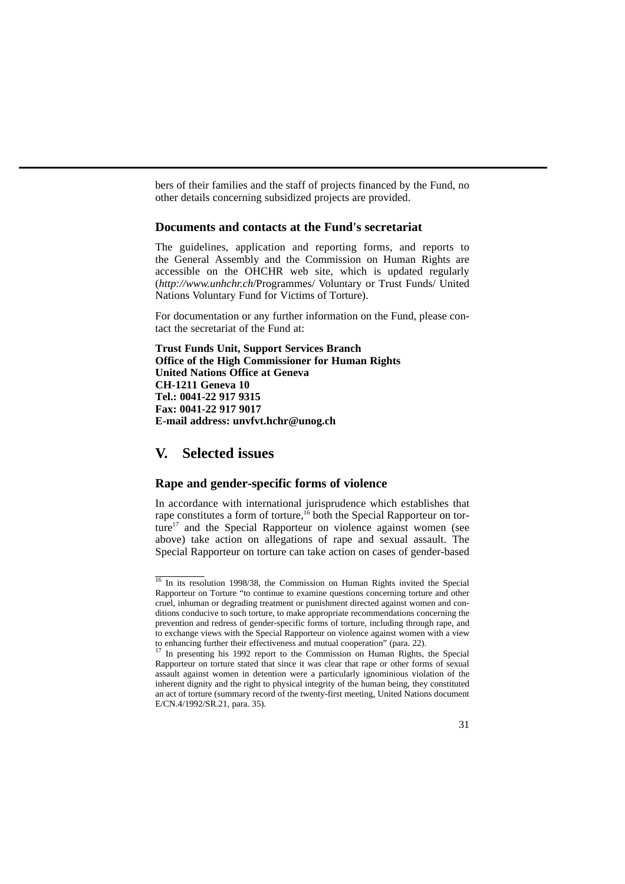bers of their families and the staff of projects financed by the Fund, no other details concerning subsidized projects are provided.

### Documents and contacts at the Fund's secretariat

The guidelines, application and reporting forms, and reports to the General Assembly and the Commission on Human Rights are accessible on the OHCHR web site, which is updated regularly (*http://www.unhchr.ch*/Programmes/ Voluntary or Trust Funds/ United Nations Voluntary Fund for Victims of Torture).

For documentation or any further information on the Fund, please contact the secretariat of the Fund at:

**Trust Funds Unit, Support Services Branch**
**Office of the High Commissioner for Human Rights**
**United Nations Office at Geneva**
**CH-1211 Geneva 10**
**Tel.: 0041-22 917 9315**
**Fax: 0041-22 917 9017**
**E-mail address: unvfvt.hchr@unog.ch**

## V. Selected issues

### Rape and gender-specific forms of violence

In accordance with international jurisprudence which establishes that rape constitutes a form of torture,[16] both the Special Rapporteur on torture[17] and the Special Rapporteur on violence against women (see above) take action on allegations of rape and sexual assault. The Special Rapporteur on torture can take action on cases of gender-based

---

[16] In its resolution 1998/38, the Commission on Human Rights invited the Special Rapporteur on Torture "to continue to examine questions concerning torture and other cruel, inhuman or degrading treatment or punishment directed against women and conditions conducive to such torture, to make appropriate recommendations concerning the prevention and redress of gender-specific forms of torture, including through rape, and to exchange views with the Special Rapporteur on violence against women with a view to enhancing further their effectiveness and mutual cooperation" (para. 22).

[17] In presenting his 1992 report to the Commission on Human Rights, the Special Rapporteur on torture stated that since it was clear that rape or other forms of sexual assault against women in detention were a particularly ignominious violation of the inherent dignity and the right to physical integrity of the human being, they constituted an act of torture (summary record of the twenty-first meeting, United Nations document E/CN.4/1992/SR.21, para. 35).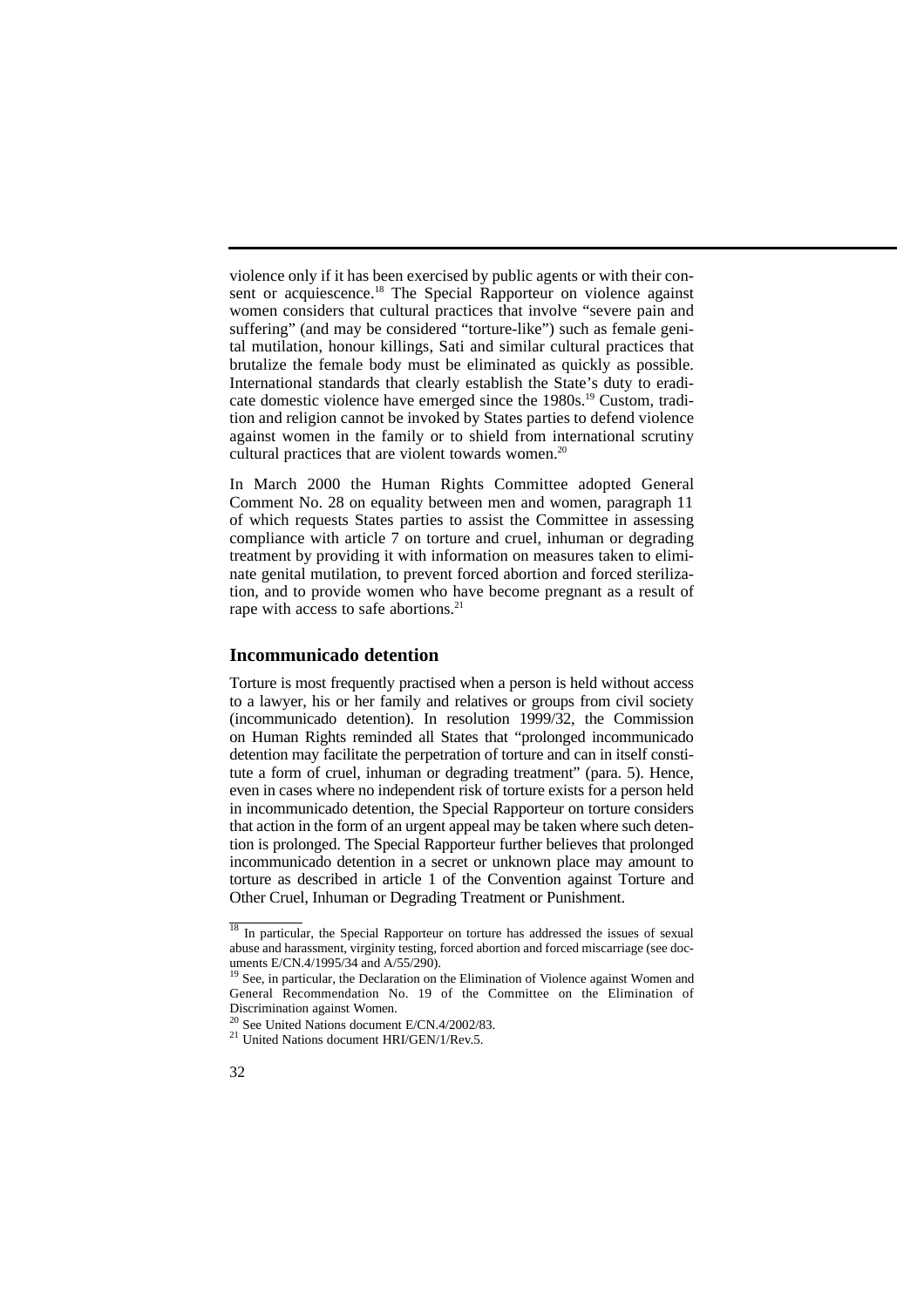violence only if it has been exercised by public agents or with their consent or acquiescence.[18] The Special Rapporteur on violence against women considers that cultural practices that involve "severe pain and suffering" (and may be considered "torture-like") such as female genital mutilation, honour killings, Sati and similar cultural practices that brutalize the female body must be eliminated as quickly as possible. International standards that clearly establish the State's duty to eradicate domestic violence have emerged since the 1980s.[19] Custom, tradition and religion cannot be invoked by States parties to defend violence against women in the family or to shield from international scrutiny cultural practices that are violent towards women.[20]

In March 2000 the Human Rights Committee adopted General Comment No. 28 on equality between men and women, paragraph 11 of which requests States parties to assist the Committee in assessing compliance with article 7 on torture and cruel, inhuman or degrading treatment by providing it with information on measures taken to eliminate genital mutilation, to prevent forced abortion and forced sterilization, and to provide women who have become pregnant as a result of rape with access to safe abortions.[21]

## Incommunicado detention

Torture is most frequently practised when a person is held without access to a lawyer, his or her family and relatives or groups from civil society (incommunicado detention). In resolution 1999/32, the Commission on Human Rights reminded all States that "prolonged incommunicado detention may facilitate the perpetration of torture and can in itself constitute a form of cruel, inhuman or degrading treatment" (para. 5). Hence, even in cases where no independent risk of torture exists for a person held in incommunicado detention, the Special Rapporteur on torture considers that action in the form of an urgent appeal may be taken where such detention is prolonged. The Special Rapporteur further believes that prolonged incommunicado detention in a secret or unknown place may amount to torture as described in article 1 of the Convention against Torture and Other Cruel, Inhuman or Degrading Treatment or Punishment.

---

[18] In particular, the Special Rapporteur on torture has addressed the issues of sexual abuse and harassment, virginity testing, forced abortion and forced miscarriage (see documents E/CN.4/1995/34 and A/55/290).

[19] See, in particular, the Declaration on the Elimination of Violence against Women and General Recommendation No. 19 of the Committee on the Elimination of Discrimination against Women.

[20] See United Nations document E/CN.4/2002/83.

[21] United Nations document HRI/GEN/1/Rev.5.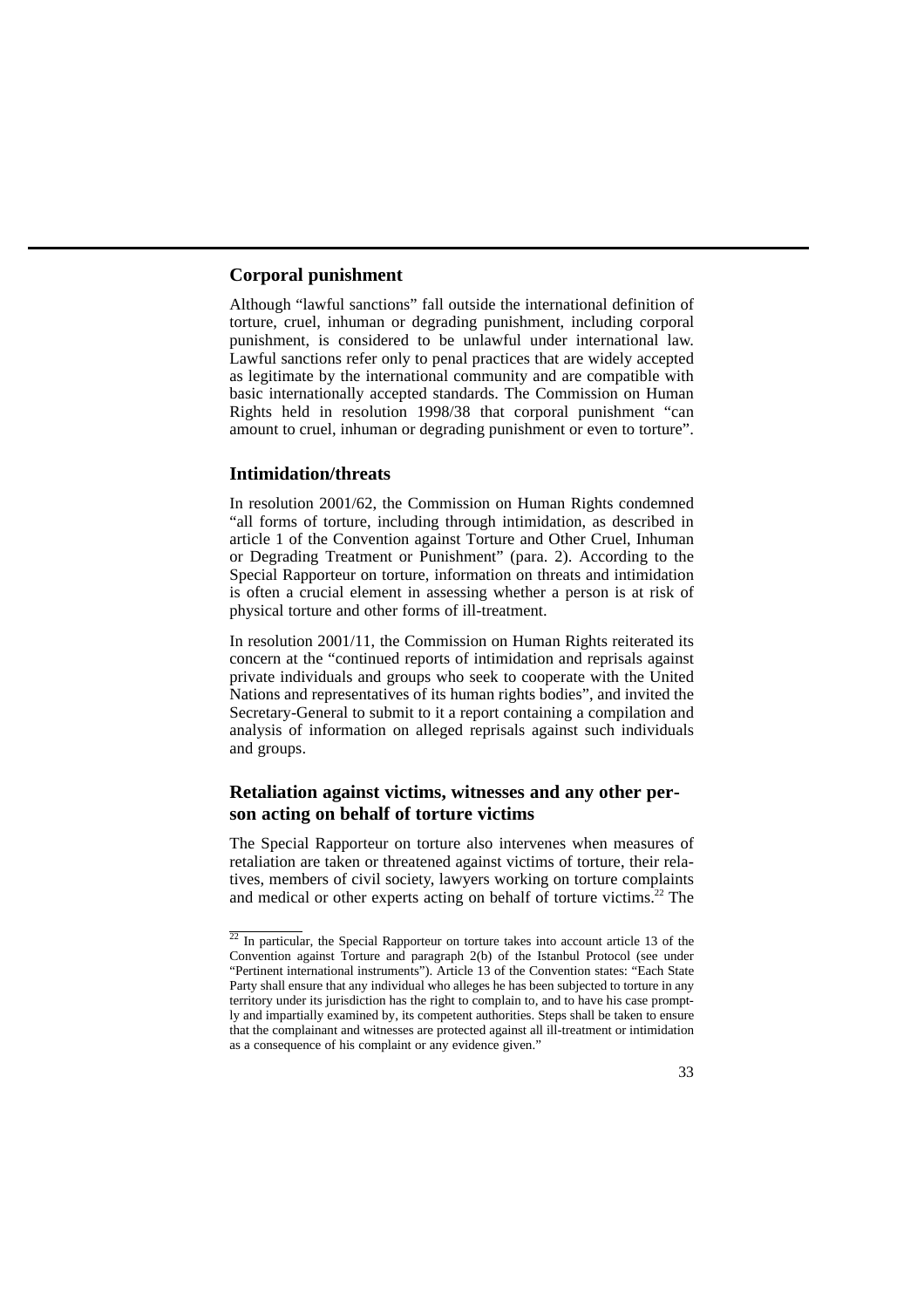## Corporal punishment

Although "lawful sanctions" fall outside the international definition of torture, cruel, inhuman or degrading punishment, including corporal punishment, is considered to be unlawful under international law. Lawful sanctions refer only to penal practices that are widely accepted as legitimate by the international community and are compatible with basic internationally accepted standards. The Commission on Human Rights held in resolution 1998/38 that corporal punishment "can amount to cruel, inhuman or degrading punishment or even to torture".

## Intimidation/threats

In resolution 2001/62, the Commission on Human Rights condemned "all forms of torture, including through intimidation, as described in article 1 of the Convention against Torture and Other Cruel, Inhuman or Degrading Treatment or Punishment" (para. 2). According to the Special Rapporteur on torture, information on threats and intimidation is often a crucial element in assessing whether a person is at risk of physical torture and other forms of ill-treatment.

In resolution 2001/11, the Commission on Human Rights reiterated its concern at the "continued reports of intimidation and reprisals against private individuals and groups who seek to cooperate with the United Nations and representatives of its human rights bodies", and invited the Secretary-General to submit to it a report containing a compilation and analysis of information on alleged reprisals against such individuals and groups.

## Retaliation against victims, witnesses and any other person acting on behalf of torture victims

The Special Rapporteur on torture also intervenes when measures of retaliation are taken or threatened against victims of torture, their relatives, members of civil society, lawyers working on torture complaints and medical or other experts acting on behalf of torture victims.[22] The

---

[22] In particular, the Special Rapporteur on torture takes into account article 13 of the Convention against Torture and paragraph 2(b) of the Istanbul Protocol (see under "Pertinent international instruments"). Article 13 of the Convention states: "Each State Party shall ensure that any individual who alleges he has been subjected to torture in any territory under its jurisdiction has the right to complain to, and to have his case promptly and impartially examined by, its competent authorities. Steps shall be taken to ensure that the complainant and witnesses are protected against all ill-treatment or intimidation as a consequence of his complaint or any evidence given."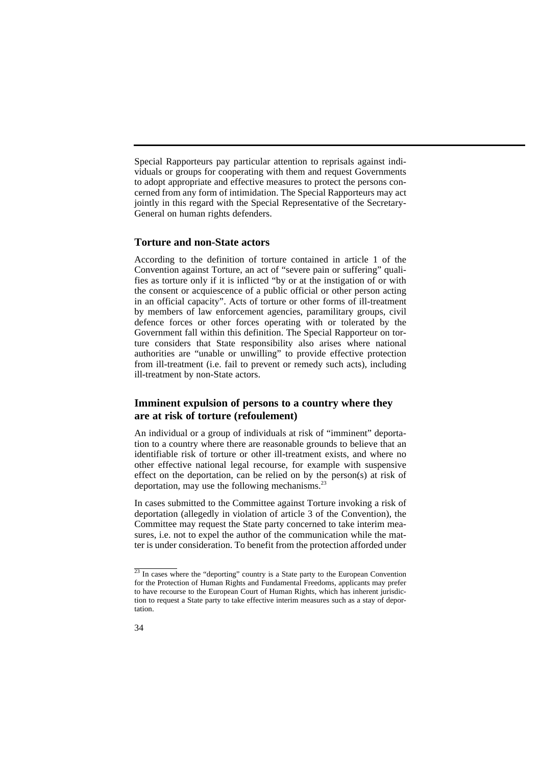Special Rapporteurs pay particular attention to reprisals against individuals or groups for cooperating with them and request Governments to adopt appropriate and effective measures to protect the persons concerned from any form of intimidation. The Special Rapporteurs may act jointly in this regard with the Special Representative of the Secretary-General on human rights defenders.

### Torture and non-State actors

According to the definition of torture contained in article 1 of the Convention against Torture, an act of "severe pain or suffering" qualifies as torture only if it is inflicted "by or at the instigation of or with the consent or acquiescence of a public official or other person acting in an official capacity". Acts of torture or other forms of ill-treatment by members of law enforcement agencies, paramilitary groups, civil defence forces or other forces operating with or tolerated by the Government fall within this definition. The Special Rapporteur on torture considers that State responsibility also arises where national authorities are "unable or unwilling" to provide effective protection from ill-treatment (i.e. fail to prevent or remedy such acts), including ill-treatment by non-State actors.

### Imminent expulsion of persons to a country where they are at risk of torture (refoulement)

An individual or a group of individuals at risk of "imminent" deportation to a country where there are reasonable grounds to believe that an identifiable risk of torture or other ill-treatment exists, and where no other effective national legal recourse, for example with suspensive effect on the deportation, can be relied on by the person(s) at risk of deportation, may use the following mechanisms.[23]

In cases submitted to the Committee against Torture invoking a risk of deportation (allegedly in violation of article 3 of the Convention), the Committee may request the State party concerned to take interim measures, i.e. not to expel the author of the communication while the matter is under consideration. To benefit from the protection afforded under

[23] In cases where the "deporting" country is a State party to the European Convention for the Protection of Human Rights and Fundamental Freedoms, applicants may prefer to have recourse to the European Court of Human Rights, which has inherent jurisdiction to request a State party to take effective interim measures such as a stay of deportation.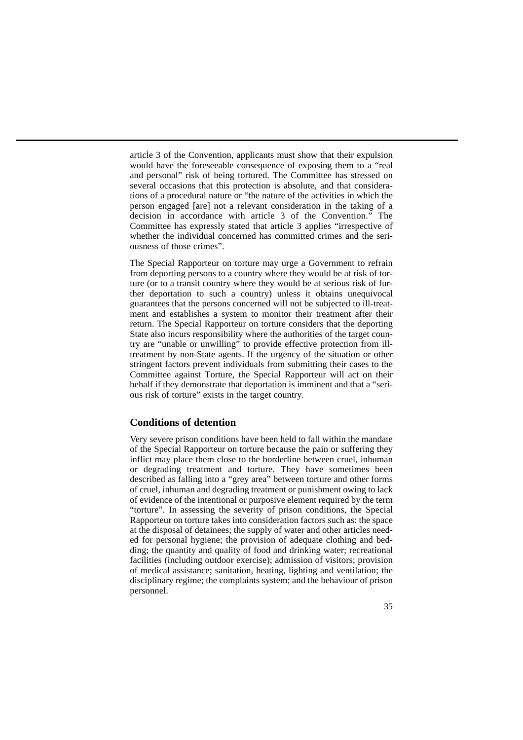article 3 of the Convention, applicants must show that their expulsion would have the foreseeable consequence of exposing them to a "real and personal" risk of being tortured. The Committee has stressed on several occasions that this protection is absolute, and that considerations of a procedural nature or "the nature of the activities in which the person engaged [are] not a relevant consideration in the taking of a decision in accordance with article 3 of the Convention." The Committee has expressly stated that article 3 applies "irrespective of whether the individual concerned has committed crimes and the seriousness of those crimes".

The Special Rapporteur on torture may urge a Government to refrain from deporting persons to a country where they would be at risk of torture (or to a transit country where they would be at serious risk of further deportation to such a country) unless it obtains unequivocal guarantees that the persons concerned will not be subjected to ill-treatment and establishes a system to monitor their treatment after their return. The Special Rapporteur on torture considers that the deporting State also incurs responsibility where the authorities of the target country are "unable or unwilling" to provide effective protection from ill-treatment by non-State agents. If the urgency of the situation or other stringent factors prevent individuals from submitting their cases to the Committee against Torture, the Special Rapporteur will act on their behalf if they demonstrate that deportation is imminent and that a "serious risk of torture" exists in the target country.

## Conditions of detention

Very severe prison conditions have been held to fall within the mandate of the Special Rapporteur on torture because the pain or suffering they inflict may place them close to the borderline between cruel, inhuman or degrading treatment and torture. They have sometimes been described as falling into a "grey area" between torture and other forms of cruel, inhuman and degrading treatment or punishment owing to lack of evidence of the intentional or purposive element required by the term "torture". In assessing the severity of prison conditions, the Special Rapporteur on torture takes into consideration factors such as: the space at the disposal of detainees; the supply of water and other articles needed for personal hygiene; the provision of adequate clothing and bedding; the quantity and quality of food and drinking water; recreational facilities (including outdoor exercise); admission of visitors; provision of medical assistance; sanitation, heating, lighting and ventilation; the disciplinary regime; the complaints system; and the behaviour of prison personnel.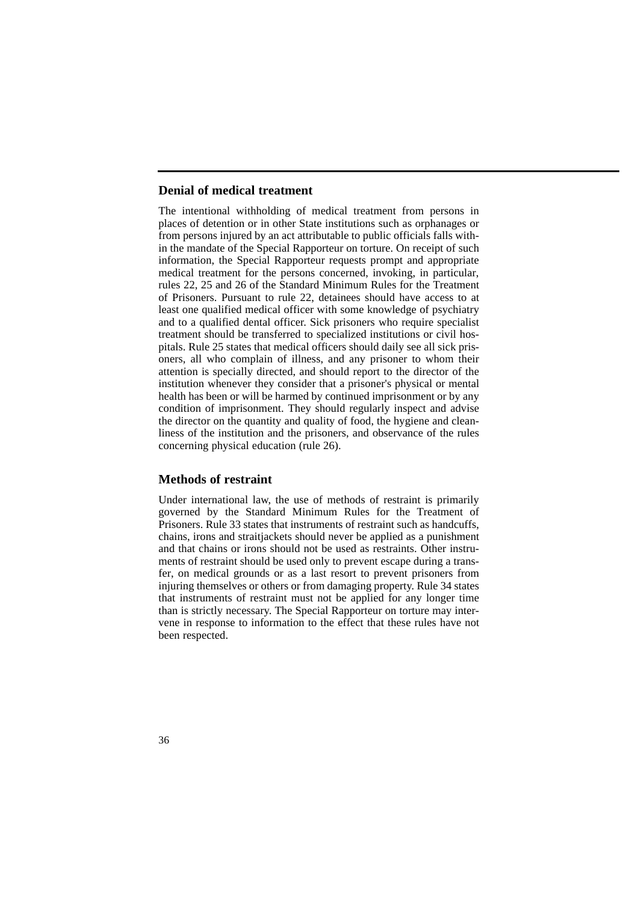## Denial of medical treatment

The intentional withholding of medical treatment from persons in places of detention or in other State institutions such as orphanages or from persons injured by an act attributable to public officials falls within the mandate of the Special Rapporteur on torture. On receipt of such information, the Special Rapporteur requests prompt and appropriate medical treatment for the persons concerned, invoking, in particular, rules 22, 25 and 26 of the Standard Minimum Rules for the Treatment of Prisoners. Pursuant to rule 22, detainees should have access to at least one qualified medical officer with some knowledge of psychiatry and to a qualified dental officer. Sick prisoners who require specialist treatment should be transferred to specialized institutions or civil hospitals. Rule 25 states that medical officers should daily see all sick prisoners, all who complain of illness, and any prisoner to whom their attention is specially directed, and should report to the director of the institution whenever they consider that a prisoner's physical or mental health has been or will be harmed by continued imprisonment or by any condition of imprisonment. They should regularly inspect and advise the director on the quantity and quality of food, the hygiene and cleanliness of the institution and the prisoners, and observance of the rules concerning physical education (rule 26).

## Methods of restraint

Under international law, the use of methods of restraint is primarily governed by the Standard Minimum Rules for the Treatment of Prisoners. Rule 33 states that instruments of restraint such as handcuffs, chains, irons and straitjackets should never be applied as a punishment and that chains or irons should not be used as restraints. Other instruments of restraint should be used only to prevent escape during a transfer, on medical grounds or as a last resort to prevent prisoners from injuring themselves or others or from damaging property. Rule 34 states that instruments of restraint must not be applied for any longer time than is strictly necessary. The Special Rapporteur on torture may intervene in response to information to the effect that these rules have not been respected.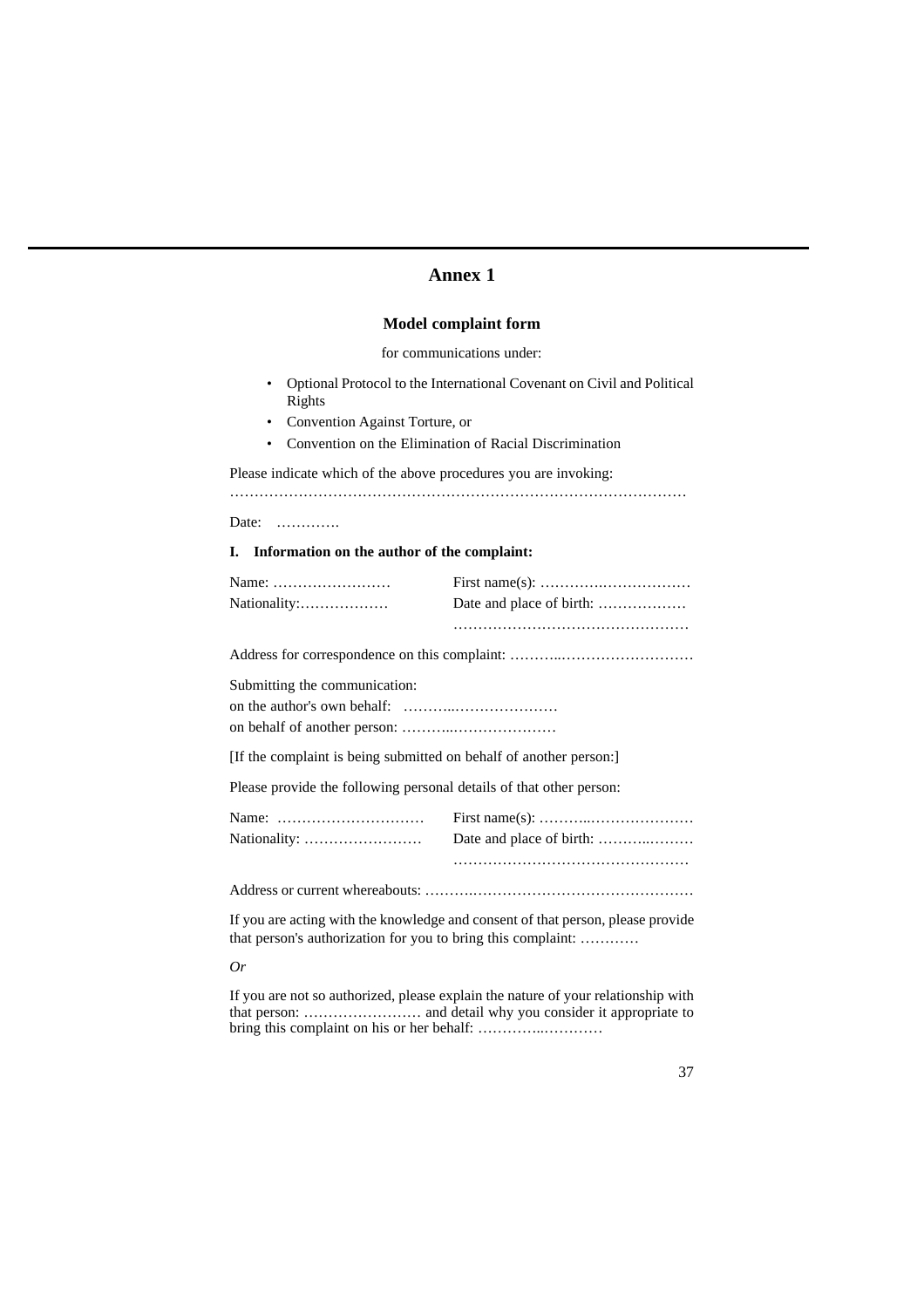# Annex 1

## Model complaint form

for communications under:

- Optional Protocol to the International Covenant on Civil and Political Rights
- Convention Against Torture, or
- Convention on the Elimination of Racial Discrimination

Please indicate which of the above procedures you are invoking: …………………………………………………………………………………

Date: ………….

### I. Information on the author of the complaint:

Name: …………………… First name(s): ………….………………

Nationality:……………… Date and place of birth: ………………

…………………………………………

Address for correspondence on this complaint: ………..………………………

Submitting the communication:

on the author's own behalf: ………..…………………

on behalf of another person: ………..…………………

[If the complaint is being submitted on behalf of another person:]

Please provide the following personal details of that other person:

Name: ………………………… First name(s): ………..…………………

Nationality: …………………… Date and place of birth: ………..………

…………………………………………

Address or current whereabouts: ……….……………………………………

If you are acting with the knowledge and consent of that person, please provide that person's authorization for you to bring this complaint: …………

*Or*

If you are not so authorized, please explain the nature of your relationship with that person: …………………… and detail why you consider it appropriate to bring this complaint on his or her behalf: ………….…………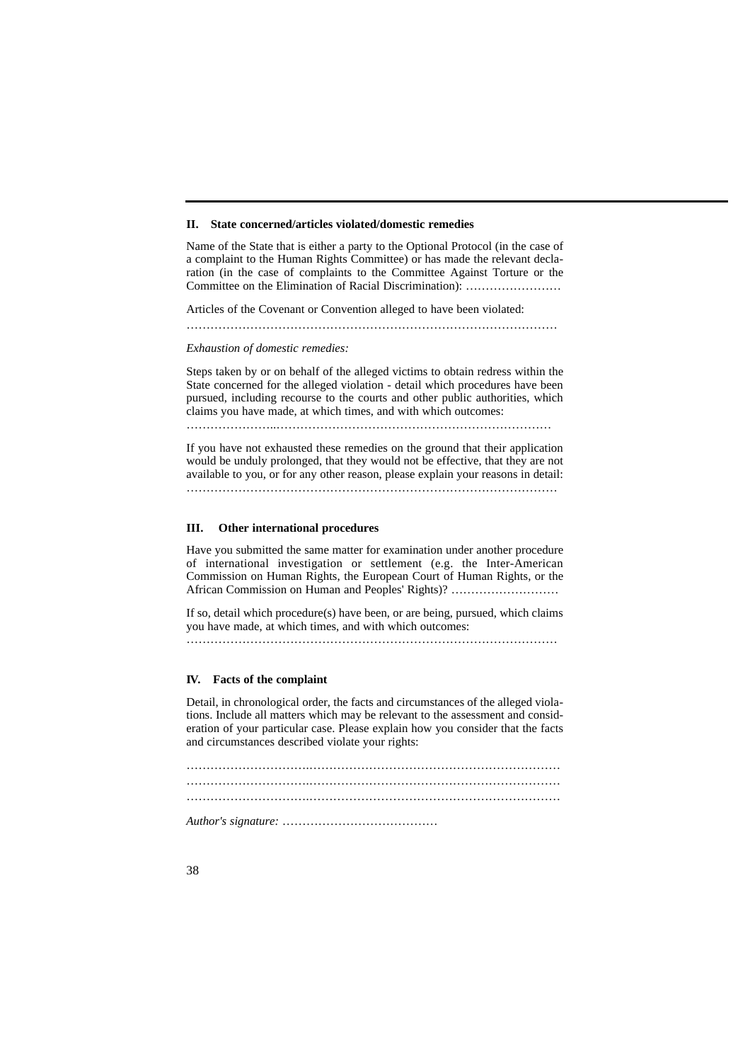## II. State concerned/articles violated/domestic remedies

Name of the State that is either a party to the Optional Protocol (in the case of a complaint to the Human Rights Committee) or has made the relevant declaration (in the case of complaints to the Committee Against Torture or the Committee on the Elimination of Racial Discrimination): ……………………

Articles of the Covenant or Convention alleged to have been violated:

………………………………………………………………………………

*Exhaustion of domestic remedies:*

Steps taken by or on behalf of the alleged victims to obtain redress within the State concerned for the alleged violation - detail which procedures have been pursued, including recourse to the courts and other public authorities, which claims you have made, at which times, and with which outcomes:

…………………...……………………………………………………………

If you have not exhausted these remedies on the ground that their application would be unduly prolonged, that they would not be effective, that they are not available to you, or for any other reason, please explain your reasons in detail: ………………………………………………………………………………

## III. Other international procedures

Have you submitted the same matter for examination under another procedure of international investigation or settlement (e.g. the Inter-American Commission on Human Rights, the European Court of Human Rights, or the African Commission on Human and Peoples' Rights)? ………………………

If so, detail which procedure(s) have been, or are being, pursued, which claims you have made, at which times, and with which outcomes:

………………………………………………………………………………

## IV. Facts of the complaint

Detail, in chronological order, the facts and circumstances of the alleged violations. Include all matters which may be relevant to the assessment and consideration of your particular case. Please explain how you consider that the facts and circumstances described violate your rights:

…………………………..………………………………………………………
…………………………..………………………………………………………
…………………………..………………………………………………………

*Author's signature:* …………………………………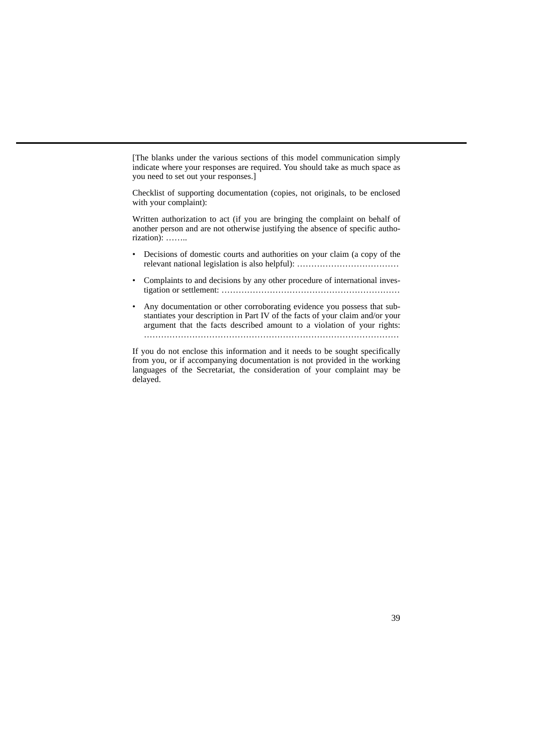[The blanks under the various sections of this model communication simply indicate where your responses are required. You should take as much space as you need to set out your responses.]

Checklist of supporting documentation (copies, not originals, to be enclosed with your complaint):

Written authorization to act (if you are bringing the complaint on behalf of another person and are not otherwise justifying the absence of specific authorization): ……..

- Decisions of domestic courts and authorities on your claim (a copy of the relevant national legislation is also helpful): ………………………………
- Complaints to and decisions by any other procedure of international investigation or settlement: ………………………………………………………
- Any documentation or other corroborating evidence you possess that substantiates your description in Part IV of the facts of your claim and/or your argument that the facts described amount to a violation of your rights: ……………………………………………………………………………

If you do not enclose this information and it needs to be sought specifically from you, or if accompanying documentation is not provided in the working languages of the Secretariat, the consideration of your complaint may be delayed.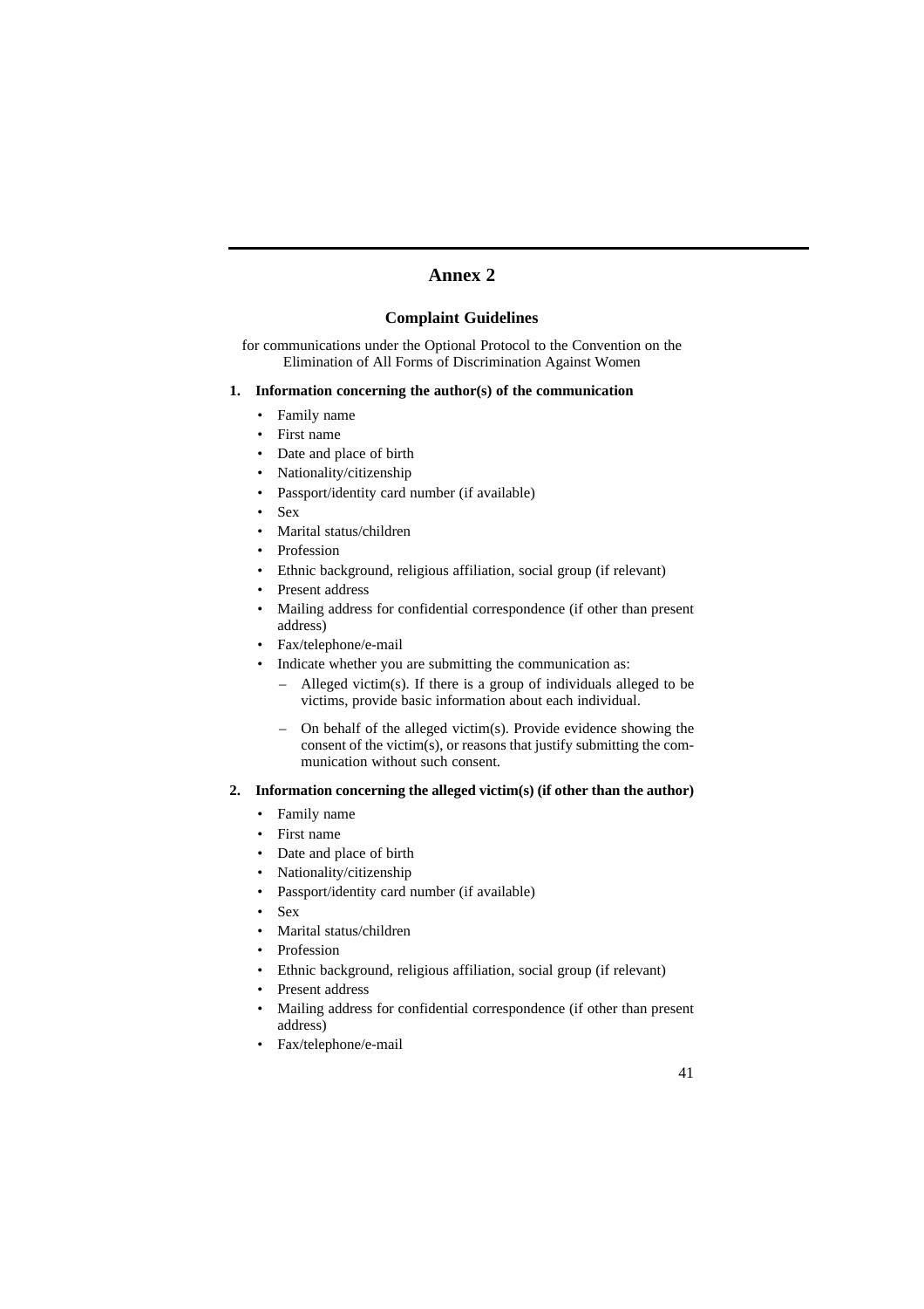# Annex 2

## Complaint Guidelines

for communications under the Optional Protocol to the Convention on the Elimination of All Forms of Discrimination Against Women

**1. Information concerning the author(s) of the communication**

- Family name
- First name
- Date and place of birth
- Nationality/citizenship
- Passport/identity card number (if available)
- Sex
- Marital status/children
- Profession
- Ethnic background, religious affiliation, social group (if relevant)
- Present address
- Mailing address for confidential correspondence (if other than present address)
- Fax/telephone/e-mail
- Indicate whether you are submitting the communication as:
  - Alleged victim(s). If there is a group of individuals alleged to be victims, provide basic information about each individual.
  - On behalf of the alleged victim(s). Provide evidence showing the consent of the victim(s), or reasons that justify submitting the communication without such consent.

**2. Information concerning the alleged victim(s) (if other than the author)**

- Family name
- First name
- Date and place of birth
- Nationality/citizenship
- Passport/identity card number (if available)
- Sex
- Marital status/children
- Profession
- Ethnic background, religious affiliation, social group (if relevant)
- Present address
- Mailing address for confidential correspondence (if other than present address)
- Fax/telephone/e-mail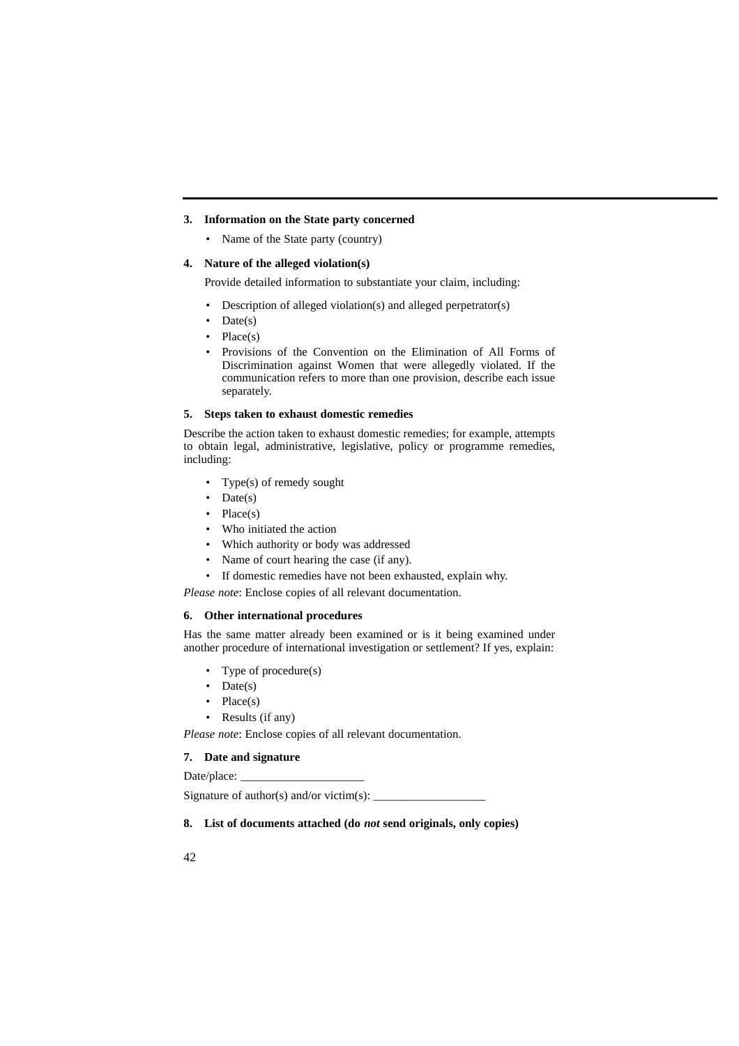### 3. Information on the State party concerned

- Name of the State party (country)

### 4. Nature of the alleged violation(s)

Provide detailed information to substantiate your claim, including:

- Description of alleged violation(s) and alleged perpetrator(s)
- Date(s)
- Place(s)
- Provisions of the Convention on the Elimination of All Forms of Discrimination against Women that were allegedly violated. If the communication refers to more than one provision, describe each issue separately.

### 5. Steps taken to exhaust domestic remedies

Describe the action taken to exhaust domestic remedies; for example, attempts to obtain legal, administrative, legislative, policy or programme remedies, including:

- Type(s) of remedy sought
- Date(s)
- Place(s)
- Who initiated the action
- Which authority or body was addressed
- Name of court hearing the case (if any).
- If domestic remedies have not been exhausted, explain why.

*Please note*: Enclose copies of all relevant documentation.

### 6. Other international procedures

Has the same matter already been examined or is it being examined under another procedure of international investigation or settlement? If yes, explain:

- Type of procedure(s)
- Date(s)
- Place(s)
- Results (if any)

*Please note*: Enclose copies of all relevant documentation.

### 7. Date and signature

Date/place: ____________________

Signature of author(s) and/or victim(s): __________________

### 8. List of documents attached (do *not* send originals, only copies)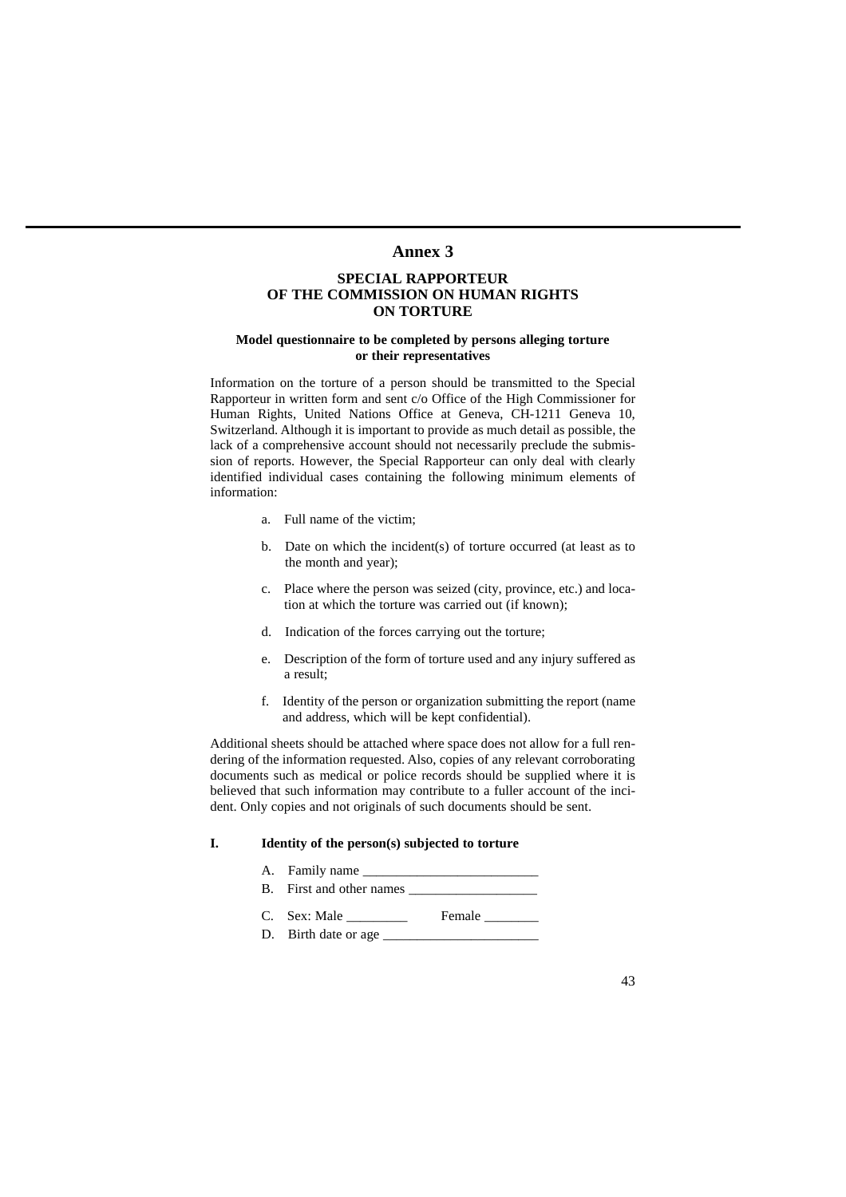# Annex 3

## SPECIAL RAPPORTEUR OF THE COMMISSION ON HUMAN RIGHTS ON TORTURE

### Model questionnaire to be completed by persons alleging torture or their representatives

Information on the torture of a person should be transmitted to the Special Rapporteur in written form and sent c/o Office of the High Commissioner for Human Rights, United Nations Office at Geneva, CH-1211 Geneva 10, Switzerland. Although it is important to provide as much detail as possible, the lack of a comprehensive account should not necessarily preclude the submission of reports. However, the Special Rapporteur can only deal with clearly identified individual cases containing the following minimum elements of information:

a. Full name of the victim;

b. Date on which the incident(s) of torture occurred (at least as to the month and year);

c. Place where the person was seized (city, province, etc.) and location at which the torture was carried out (if known);

d. Indication of the forces carrying out the torture;

e. Description of the form of torture used and any injury suffered as a result;

f. Identity of the person or organization submitting the report (name and address, which will be kept confidential).

Additional sheets should be attached where space does not allow for a full rendering of the information requested. Also, copies of any relevant corroborating documents such as medical or police records should be supplied where it is believed that such information may contribute to a fuller account of the incident. Only copies and not originals of such documents should be sent.

**I. Identity of the person(s) subjected to torture**

A. Family name __________________________

B. First and other names ___________________

C. Sex: Male _________ Female ________

D. Birth date or age _______________________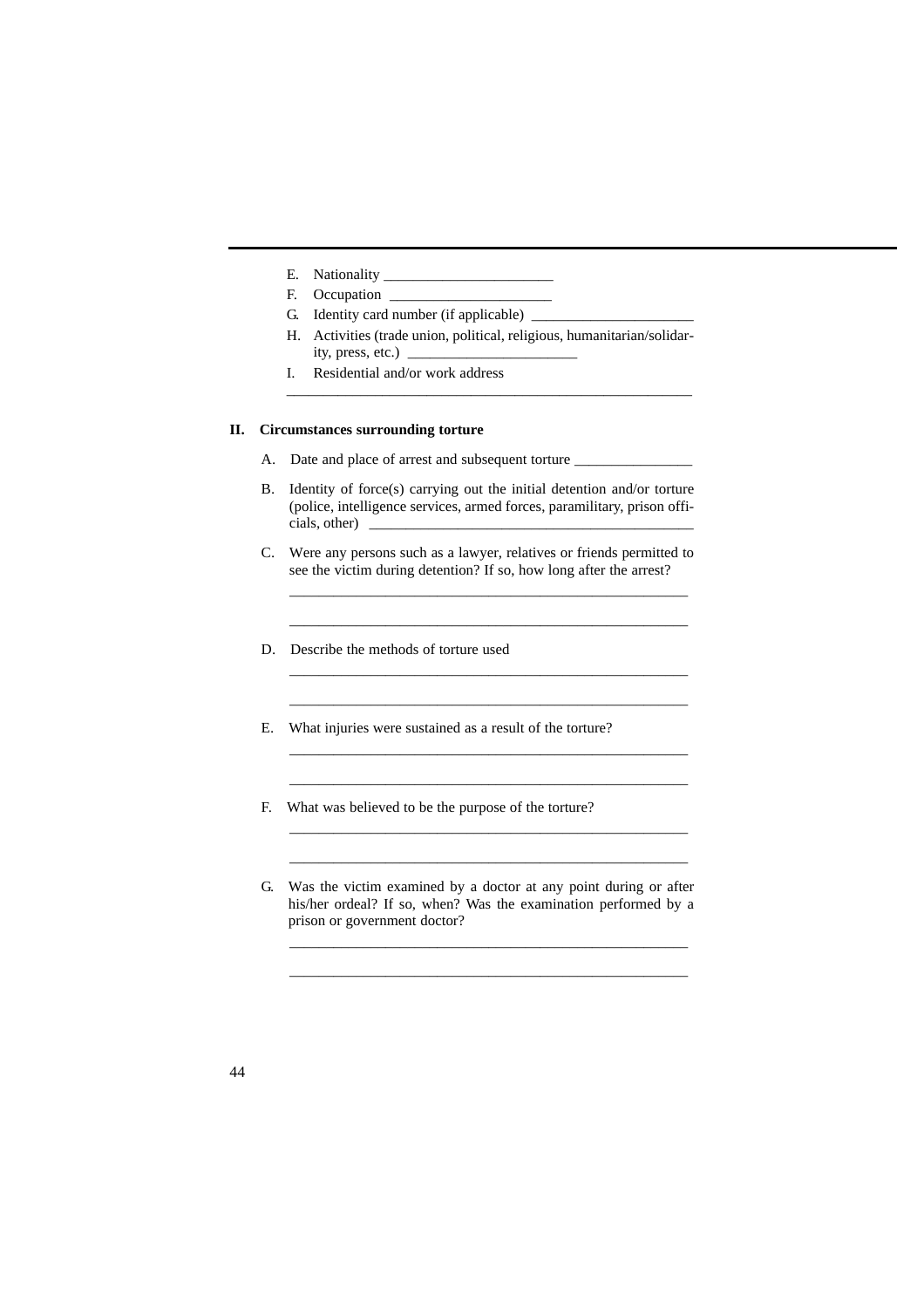E. Nationality _______________________

F. Occupation ______________________

G. Identity card number (if applicable) ______________________

H. Activities (trade union, political, religious, humanitarian/solidarity, press, etc.) _______________________

I. Residential and/or work address

_______________________________________________________

## II. Circumstances surrounding torture

A. Date and place of arrest and subsequent torture ________________

B. Identity of force(s) carrying out the initial detention and/or torture (police, intelligence services, armed forces, paramilitary, prison officials, other) ____________________________________________

C. Were any persons such as a lawyer, relatives or friends permitted to see the victim during detention? If so, how long after the arrest?

_______________________________________________________

_______________________________________________________

D. Describe the methods of torture used

_______________________________________________________

_______________________________________________________

E. What injuries were sustained as a result of the torture?

_______________________________________________________

_______________________________________________________

F. What was believed to be the purpose of the torture?

_______________________________________________________

_______________________________________________________

G. Was the victim examined by a doctor at any point during or after his/her ordeal? If so, when? Was the examination performed by a prison or government doctor?

_______________________________________________________

_______________________________________________________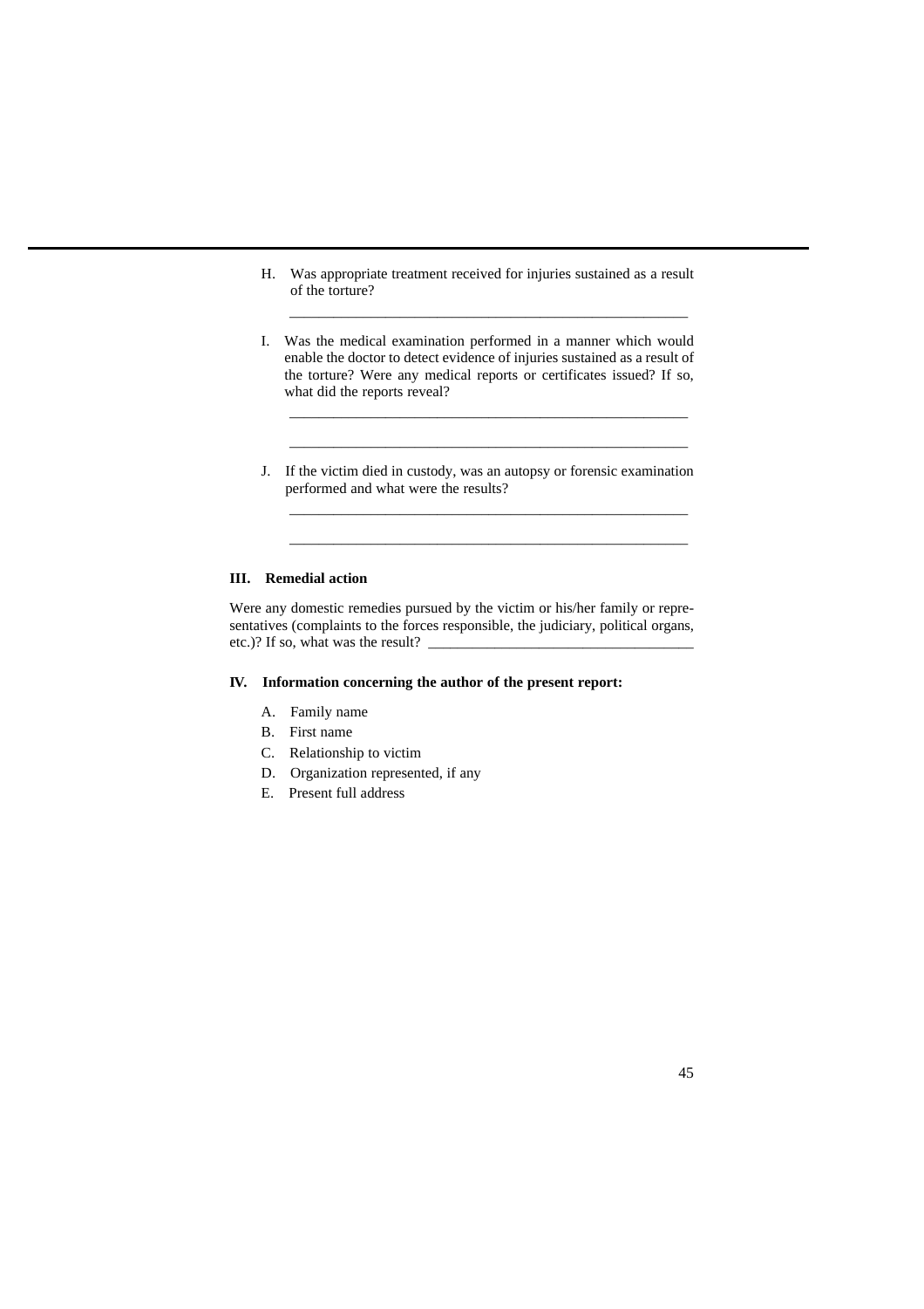H. Was appropriate treatment received for injuries sustained as a result of the torture?

_______________________________________________________

I. Was the medical examination performed in a manner which would enable the doctor to detect evidence of injuries sustained as a result of the torture? Were any medical reports or certificates issued? If so, what did the reports reveal?

_______________________________________________________

_______________________________________________________

J. If the victim died in custody, was an autopsy or forensic examination performed and what were the results?

_______________________________________________________

_______________________________________________________

**III. Remedial action**

Were any domestic remedies pursued by the victim or his/her family or representatives (complaints to the forces responsible, the judiciary, political organs, etc.)? If so, what was the result? ___________________________________

**IV. Information concerning the author of the present report:**

A. Family name
B. First name
C. Relationship to victim
D. Organization represented, if any
E. Present full address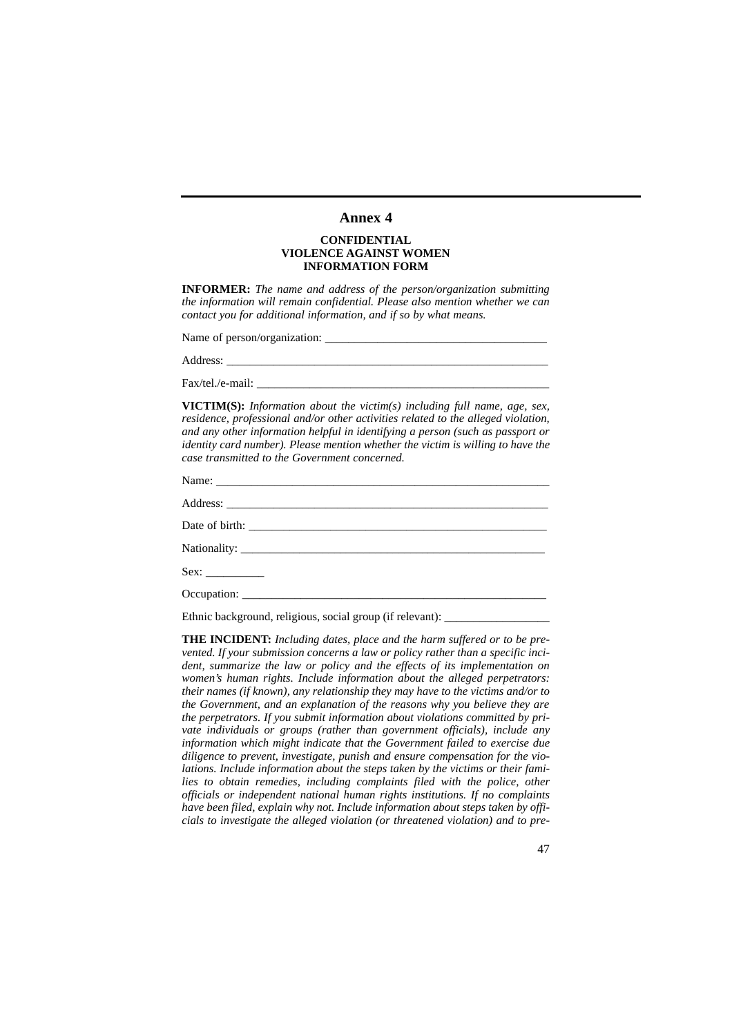# Annex 4

**CONFIDENTIAL**
**VIOLENCE AGAINST WOMEN**
**INFORMATION FORM**

**INFORMER:** *The name and address of the person/organization submitting the information will remain confidential. Please also mention whether we can contact you for additional information, and if so by what means.*

Name of person/organization: _____________________________________

Address: ________________________________________________________

Fax/tel./e-mail: __________________________________________________

**VICTIM(S):** *Information about the victim(s) including full name, age, sex, residence, professional and/or other activities related to the alleged violation, and any other information helpful in identifying a person (such as passport or identity card number). Please mention whether the victim is willing to have the case transmitted to the Government concerned.*

Name: __________________________________________________________

Address: ________________________________________________________

Date of birth: ____________________________________________________

Nationality: ______________________________________________________

Sex: __________

Occupation: ______________________________________________________

Ethnic background, religious, social group (if relevant): _________________

**THE INCIDENT:** *Including dates, place and the harm suffered or to be prevented. If your submission concerns a law or policy rather than a specific incident, summarize the law or policy and the effects of its implementation on women's human rights. Include information about the alleged perpetrators: their names (if known), any relationship they may have to the victims and/or to the Government, and an explanation of the reasons why you believe they are the perpetrators. If you submit information about violations committed by private individuals or groups (rather than government officials), include any information which might indicate that the Government failed to exercise due diligence to prevent, investigate, punish and ensure compensation for the violations. Include information about the steps taken by the victims or their families to obtain remedies, including complaints filed with the police, other officials or independent national human rights institutions. If no complaints have been filed, explain why not. Include information about steps taken by officials to investigate the alleged violation (or threatened violation) and to pre-*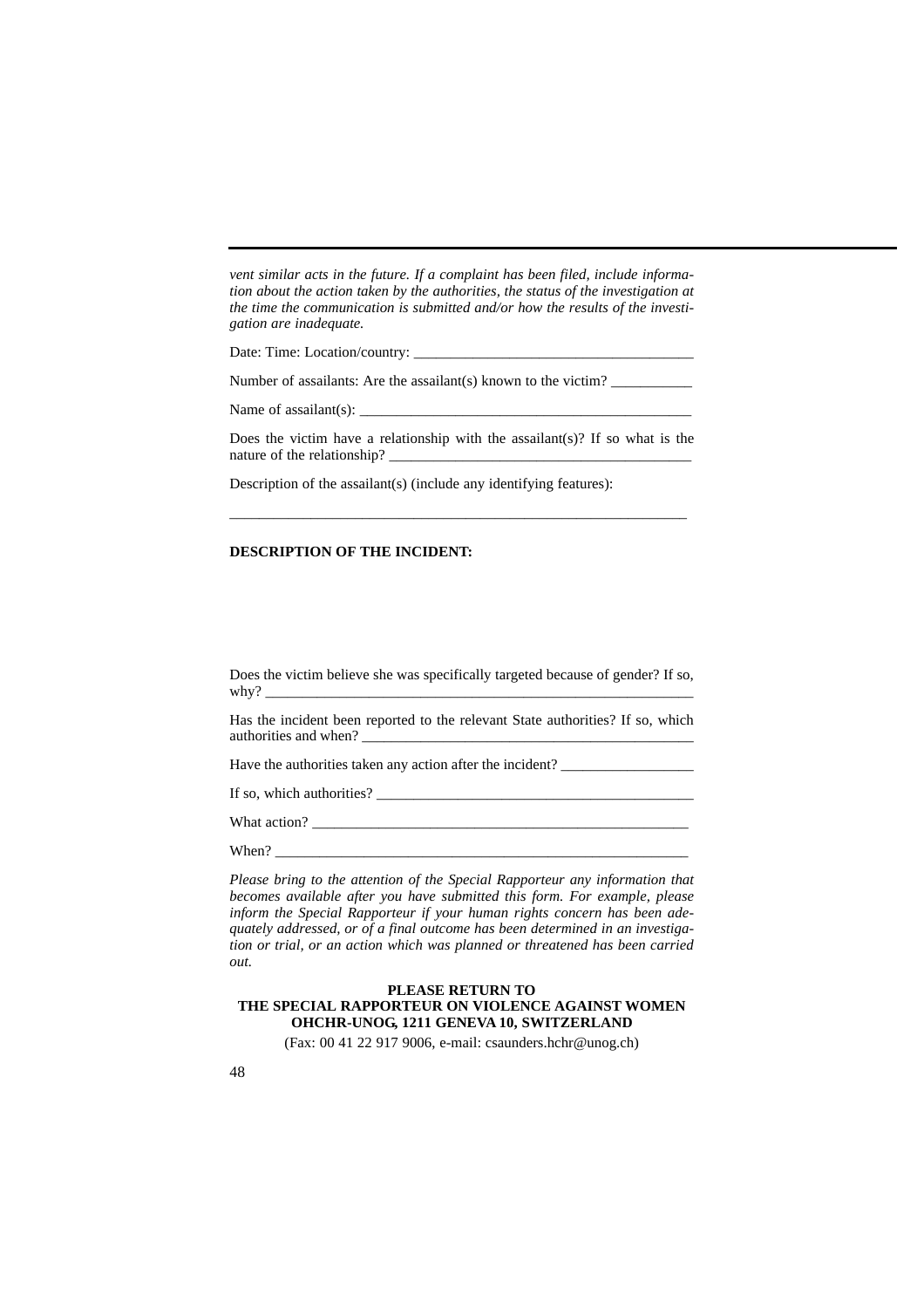*vent similar acts in the future. If a complaint has been filed, include information about the action taken by the authorities, the status of the investigation at the time the communication is submitted and/or how the results of the investigation are inadequate.*

Date: Time: Location/country: ______________________________________

Number of assailants: Are the assailant(s) known to the victim? ___________

Name of assailant(s): _____________________________________________

Does the victim have a relationship with the assailant(s)? If so what is the nature of the relationship? _________________________________________

Description of the assailant(s) (include any identifying features):

_______________________________________________________________

**DESCRIPTION OF THE INCIDENT:**

Does the victim believe she was specifically targeted because of gender? If so, why? ___________________________________________________________

Has the incident been reported to the relevant State authorities? If so, which authorities and when? ______________________________________________

Have the authorities taken any action after the incident? __________________

If so, which authorities? ___________________________________________

What action? ____________________________________________________

When? _________________________________________________________

*Please bring to the attention of the Special Rapporteur any information that becomes available after you have submitted this form. For example, please inform the Special Rapporteur if your human rights concern has been adequately addressed, or of a final outcome has been determined in an investigation or trial, or an action which was planned or threatened has been carried out.*

**PLEASE RETURN TO**
**THE SPECIAL RAPPORTEUR ON VIOLENCE AGAINST WOMEN**
**OHCHR-UNOG, 1211 GENEVA 10, SWITZERLAND**

(Fax: 00 41 22 917 9006, e-mail: csaunders.hchr@unog.ch)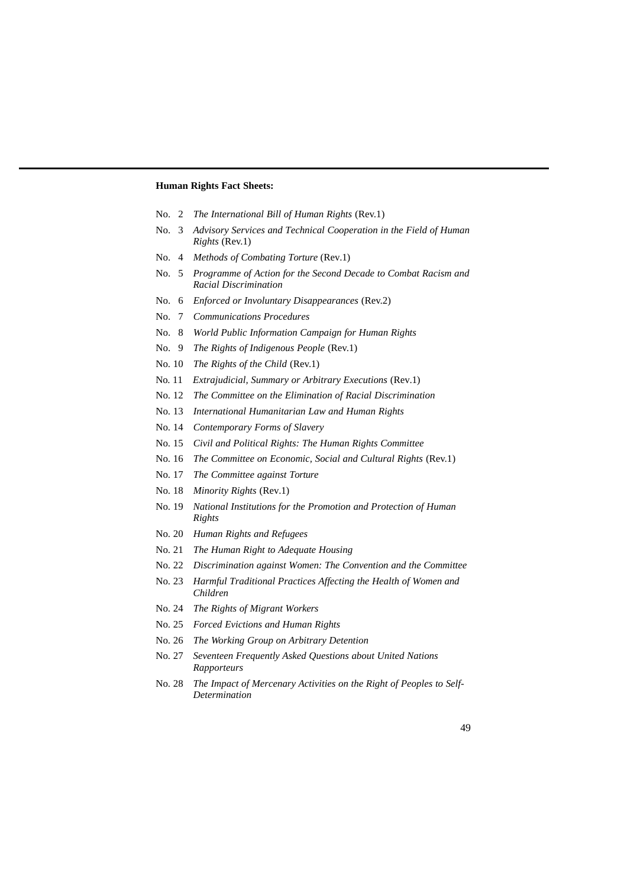**Human Rights Fact Sheets:**

- No. 2 *The International Bill of Human Rights* (Rev.1)
- No. 3 *Advisory Services and Technical Cooperation in the Field of Human Rights* (Rev.1)
- No. 4 *Methods of Combating Torture* (Rev.1)
- No. 5 *Programme of Action for the Second Decade to Combat Racism and Racial Discrimination*
- No. 6 *Enforced or Involuntary Disappearances* (Rev.2)
- No. 7 *Communications Procedures*
- No. 8 *World Public Information Campaign for Human Rights*
- No. 9 *The Rights of Indigenous People* (Rev.1)
- No. 10 *The Rights of the Child* (Rev.1)
- No. 11 *Extrajudicial, Summary or Arbitrary Executions* (Rev.1)
- No. 12 *The Committee on the Elimination of Racial Discrimination*
- No. 13 *International Humanitarian Law and Human Rights*
- No. 14 *Contemporary Forms of Slavery*
- No. 15 *Civil and Political Rights: The Human Rights Committee*
- No. 16 *The Committee on Economic, Social and Cultural Rights* (Rev.1)
- No. 17 *The Committee against Torture*
- No. 18 *Minority Rights* (Rev.1)
- No. 19 *National Institutions for the Promotion and Protection of Human Rights*
- No. 20 *Human Rights and Refugees*
- No. 21 *The Human Right to Adequate Housing*
- No. 22 *Discrimination against Women: The Convention and the Committee*
- No. 23 *Harmful Traditional Practices Affecting the Health of Women and Children*
- No. 24 *The Rights of Migrant Workers*
- No. 25 *Forced Evictions and Human Rights*
- No. 26 *The Working Group on Arbitrary Detention*
- No. 27 *Seventeen Frequently Asked Questions about United Nations Rapporteurs*
- No. 28 *The Impact of Mercenary Activities on the Right of Peoples to Self-Determination*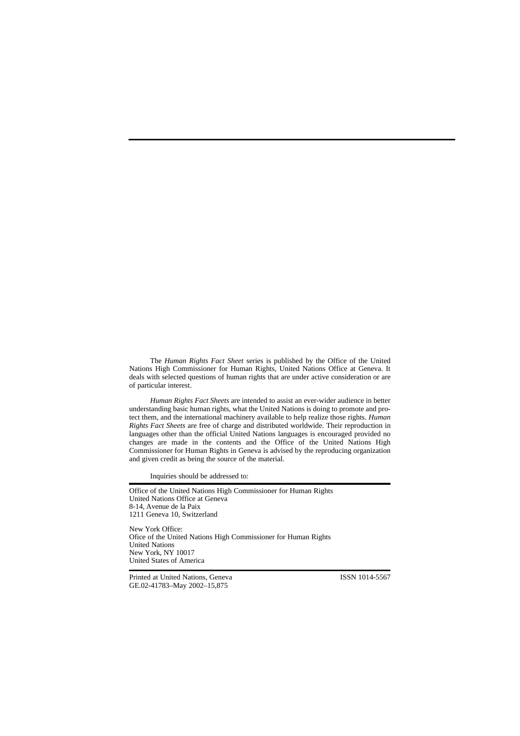The *Human Rights Fact Sheet* series is published by the Office of the United Nations High Commissioner for Human Rights, United Nations Office at Geneva. It deals with selected questions of human rights that are under active consideration or are of particular interest.

*Human Rights Fact Sheets* are intended to assist an ever-wider audience in better understanding basic human rights, what the United Nations is doing to promote and protect them, and the international machinery available to help realize those rights. *Human Rights Fact Sheets* are free of charge and distributed worldwide. Their reproduction in languages other than the official United Nations languages is encouraged provided no changes are made in the contents and the Office of the United Nations High Commissioner for Human Rights in Geneva is advised by the reproducing organization and given credit as being the source of the material.

Inquiries should be addressed to:

---

Office of the United Nations High Commissioner for Human Rights
United Nations Office at Geneva
8-14, Avenue de la Paix
1211 Geneva 10, Switzerland

New York Office:
Ofice of the United Nations High Commissioner for Human Rights
United Nations
New York, NY 10017
United States of America

---

Printed at United Nations, Geneva ISSN 1014-5567
GE.02-41783–May 2002–15,875